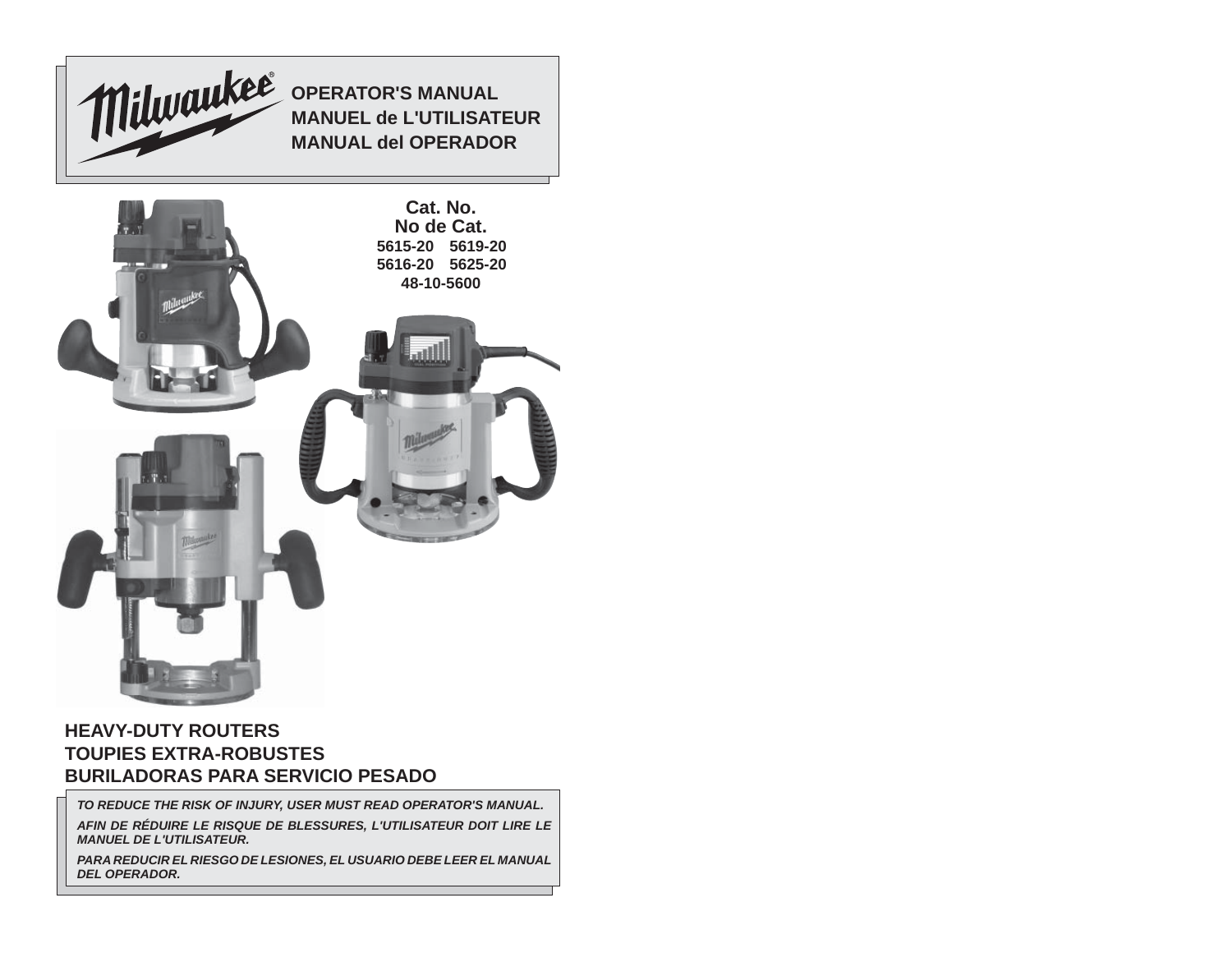**Milwaukee**

**OPERATOR'S MANUAL**
**MANUEL de L'UTILISATEUR**
**MANUAL del OPERADOR**

**Cat. No.**
**No de Cat.**
**5615-20 5619-20**
**5616-20 5625-20**
**48-10-5600**

# HEAVY-DUTY ROUTERS
# TOUPIES EXTRA-ROBUSTES
# BURILADORAS PARA SERVICIO PESADO

***TO REDUCE THE RISK OF INJURY, USER MUST READ OPERATOR'S MANUAL.***

***AFIN DE RÉDUIRE LE RISQUE DE BLESSURES, L'UTILISATEUR DOIT LIRE LE MANUEL DE L'UTILISATEUR.***

***PARA REDUCIR EL RIESGO DE LESIONES, EL USUARIO DEBE LEER EL MANUAL DEL OPERADOR.***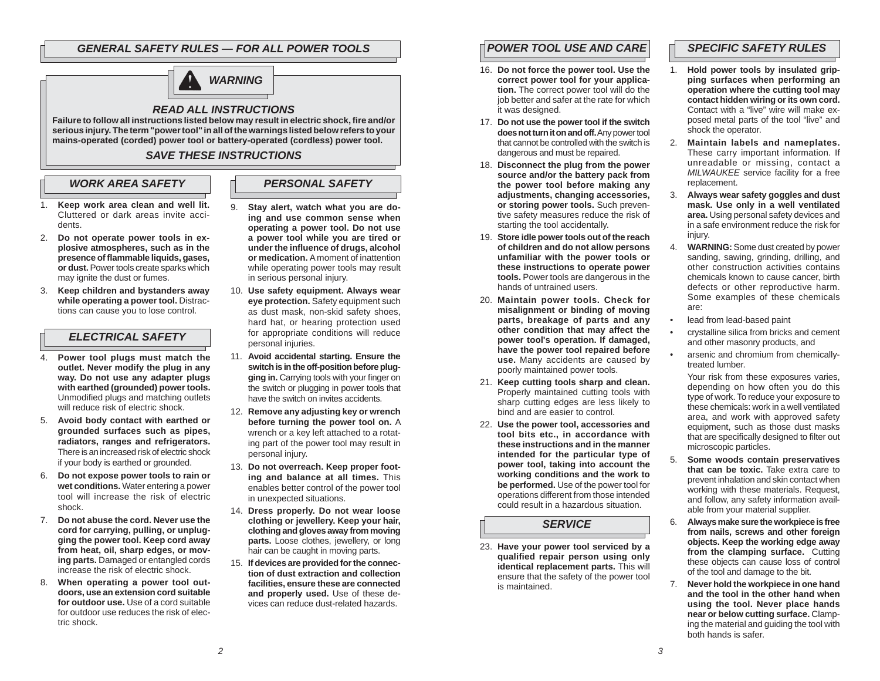## *GENERAL SAFETY RULES — FOR ALL POWER TOOLS*

### *WARNING*

### *READ ALL INSTRUCTIONS*

**Failure to follow all instructions listed below may result in electric shock, fire and/or serious injury. The term "power tool" in all of the warnings listed below refers to your mains-operated (corded) power tool or battery-operated (cordless) power tool.**

### *SAVE THESE INSTRUCTIONS*

## *WORK AREA SAFETY*

1. **Keep work area clean and well lit.** Cluttered or dark areas invite accidents.
2. **Do not operate power tools in explosive atmospheres, such as in the presence of flammable liquids, gases, or dust.** Power tools create sparks which may ignite the dust or fumes.
3. **Keep children and bystanders away while operating a power tool.** Distractions can cause you to lose control.

## *ELECTRICAL SAFETY*

4. **Power tool plugs must match the outlet. Never modify the plug in any way. Do not use any adapter plugs with earthed (grounded) power tools.** Unmodified plugs and matching outlets will reduce risk of electric shock.
5. **Avoid body contact with earthed or grounded surfaces such as pipes, radiators, ranges and refrigerators.** There is an increased risk of electric shock if your body is earthed or grounded.
6. **Do not expose power tools to rain or wet conditions.** Water entering a power tool will increase the risk of electric shock.
7. **Do not abuse the cord. Never use the cord for carrying, pulling, or unplugging the power tool. Keep cord away from heat, oil, sharp edges, or moving parts.** Damaged or entangled cords increase the risk of electric shock.
8. **When operating a power tool outdoors, use an extension cord suitable for outdoor use.** Use of a cord suitable for outdoor use reduces the risk of electric shock.

## *PERSONAL SAFETY*

9. **Stay alert, watch what you are doing and use common sense when operating a power tool. Do not use a power tool while you are tired or under the influence of drugs, alcohol or medication.** A moment of inattention while operating power tools may result in serious personal injury.
10. **Use safety equipment. Always wear eye protection.** Safety equipment such as dust mask, non-skid safety shoes, hard hat, or hearing protection used for appropriate conditions will reduce personal injuries.
11. **Avoid accidental starting. Ensure the switch is in the off-position before plugging in.** Carrying tools with your finger on the switch or plugging in power tools that have the switch on invites accidents.
12. **Remove any adjusting key or wrench before turning the power tool on.** A wrench or a key left attached to a rotating part of the power tool may result in personal injury.
13. **Do not overreach. Keep proper footing and balance at all times.** This enables better control of the power tool in unexpected situations.
14. **Dress properly. Do not wear loose clothing or jewellery. Keep your hair, clothing and gloves away from moving parts.** Loose clothes, jewellery, or long hair can be caught in moving parts.
15. **If devices are provided for the connection of dust extraction and collection facilities, ensure these are connected and properly used.** Use of these devices can reduce dust-related hazards.

## *POWER TOOL USE AND CARE*

16. **Do not force the power tool. Use the correct power tool for your application.** The correct power tool will do the job better and safer at the rate for which it was designed.
17. **Do not use the power tool if the switch does not turn it on and off.** Any power tool that cannot be controlled with the switch is dangerous and must be repaired.
18. **Disconnect the plug from the power source and/or the battery pack from the power tool before making any adjustments, changing accessories, or storing power tools.** Such preventive safety measures reduce the risk of starting the tool accidentally.
19. **Store idle power tools out of the reach of children and do not allow persons unfamiliar with the power tools or these instructions to operate power tools.** Power tools are dangerous in the hands of untrained users.
20. **Maintain power tools. Check for misalignment or binding of moving parts, breakage of parts and any other condition that may affect the power tool's operation. If damaged, have the power tool repaired before use.** Many accidents are caused by poorly maintained power tools.
21. **Keep cutting tools sharp and clean.** Properly maintained cutting tools with sharp cutting edges are less likely to bind and are easier to control.
22. **Use the power tool, accessories and tool bits etc., in accordance with these instructions and in the manner intended for the particular type of power tool, taking into account the working conditions and the work to be performed.** Use of the power tool for operations different from those intended could result in a hazardous situation.

## *SERVICE*

23. **Have your power tool serviced by a qualified repair person using only identical replacement parts.** This will ensure that the safety of the power tool is maintained.

## *SPECIFIC SAFETY RULES*

1. **Hold power tools by insulated gripping surfaces when performing an operation where the cutting tool may contact hidden wiring or its own cord.** Contact with a "live" wire will make exposed metal parts of the tool "live" and shock the operator.
2. **Maintain labels and nameplates.** These carry important information. If unreadable or missing, contact a *MILWAUKEE* service facility for a free replacement.
3. **Always wear safety goggles and dust mask. Use only in a well ventilated area.** Using personal safety devices and in a safe environment reduce the risk for injury.
4. **WARNING:** Some dust created by power sanding, sawing, grinding, drilling, and other construction activities contains chemicals known to cause cancer, birth defects or other reproductive harm. Some examples of these chemicals are:
   - lead from lead-based paint
   - crystalline silica from bricks and cement and other masonry products, and
   - arsenic and chromium from chemically-treated lumber.

   Your risk from these exposures varies, depending on how often you do this type of work. To reduce your exposure to these chemicals: work in a well ventilated area, and work with approved safety equipment, such as those dust masks that are specifically designed to filter out microscopic particles.
5. **Some woods contain preservatives that can be toxic.** Take extra care to prevent inhalation and skin contact when working with these materials. Request, and follow, any safety information available from your material supplier.
6. **Always make sure the workpiece is free from nails, screws and other foreign objects. Keep the working edge away from the clamping surface.** Cutting these objects can cause loss of control of the tool and damage to the bit.
7. **Never hold the workpiece in one hand and the tool in the other hand when using the tool. Never place hands near or below cutting surface.** Clamping the material and guiding the tool with both hands is safer.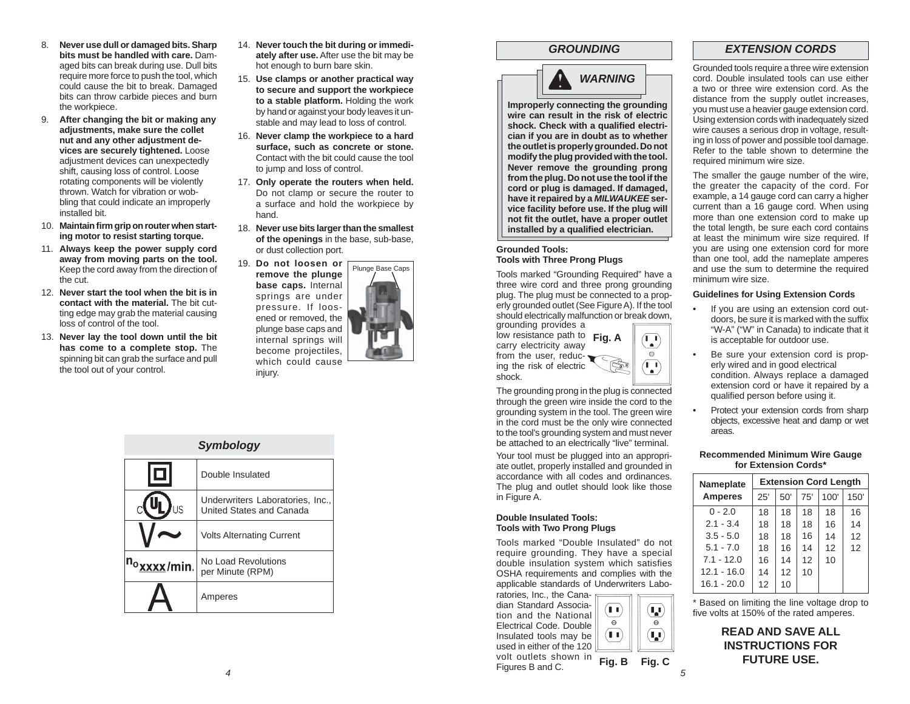8. **Never use dull or damaged bits. Sharp bits must be handled with care.** Damaged bits can break during use. Dull bits require more force to push the tool, which could cause the bit to break. Damaged bits can throw carbide pieces and burn the workpiece.
9. **After changing the bit or making any adjustments, make sure the collet nut and any other adjustment devices are securely tightened.** Loose adjustment devices can unexpectedly shift, causing loss of control. Loose rotating components will be violently thrown. Watch for vibration or wobbling that could indicate an improperly installed bit.
10. **Maintain firm grip on router when starting motor to resist starting torque.**
11. **Always keep the power supply cord away from moving parts on the tool.** Keep the cord away from the direction of the cut.
12. **Never start the tool when the bit is in contact with the material.** The bit cutting edge may grab the material causing loss of control of the tool.
13. **Never lay the tool down until the bit has come to a complete stop.** The spinning bit can grab the surface and pull the tool out of your control.
14. **Never touch the bit during or immediately after use.** After use the bit may be hot enough to burn bare skin.
15. **Use clamps or another practical way to secure and support the workpiece to a stable platform.** Holding the work by hand or against your body leaves it unstable and may lead to loss of control.
16. **Never clamp the workpiece to a hard surface, such as concrete or stone.** Contact with the bit could cause the tool to jump and loss of control.
17. **Only operate the routers when held.** Do not clamp or secure the router to a surface and hold the workpiece by hand.
18. **Never use bits larger than the smallest of the openings** in the base, sub-base, or dust collection port.
19. **Do not loosen or remove the plunge base caps.** Internal springs are under pressure. If loosened or removed, the plunge base caps and internal springs will become projectiles, which could cause injury.

Plunge Base Caps

## *Symbology*

| | |
|---|---|
| ⧈ | Double Insulated |
| cULus | Underwriters Laboratories, Inc., United States and Canada |
| V~ | Volts Alternating Current |
| n₀ xxxx/min. | No Load Revolutions per Minute (RPM) |
| A | Amperes |

## *GROUNDING*

### *WARNING*

**Improperly connecting the grounding wire can result in the risk of electric shock. Check with a qualified electrician if you are in doubt as to whether the outlet is properly grounded. Do not modify the plug provided with the tool. Never remove the grounding prong from the plug. Do not use the tool if the cord or plug is damaged. If damaged, have it repaired by a *MILWAUKEE* service facility before use. If the plug will not fit the outlet, have a proper outlet installed by a qualified electrician.**

**Grounded Tools: Tools with Three Prong Plugs**

Tools marked "Grounding Required" have a three wire cord and three prong grounding plug. The plug must be connected to a properly grounded outlet (See Figure A). If the tool should electrically malfunction or break down, grounding provides a low resistance path to carry electricity away from the user, reducing the risk of electric shock.

Fig. A

The grounding prong in the plug is connected through the green wire inside the cord to the grounding system in the tool. The green wire in the cord must be the only wire connected to the tool's grounding system and must never be attached to an electrically "live" terminal.

Your tool must be plugged into an appropriate outlet, properly installed and grounded in accordance with all codes and ordinances. The plug and outlet should look like those in Figure A.

**Double Insulated Tools: Tools with Two Prong Plugs**

Tools marked "Double Insulated" do not require grounding. They have a special double insulation system which satisfies OSHA requirements and complies with the applicable standards of Underwriters Laboratories, Inc., the Canadian Standard Association and the National Electrical Code. Double Insulated tools may be used in either of the 120 volt outlets shown in Figures B and C.

Fig. B Fig. C

## *EXTENSION CORDS*

Grounded tools require a three wire extension cord. Double insulated tools can use either a two or three wire extension cord. As the distance from the supply outlet increases, you must use a heavier gauge extension cord. Using extension cords with inadequately sized wire causes a serious drop in voltage, resulting in loss of power and possible tool damage. Refer to the table shown to determine the required minimum wire size.

The smaller the gauge number of the wire, the greater the capacity of the cord. For example, a 14 gauge cord can carry a higher current than a 16 gauge cord. When using more than one extension cord to make up the total length, be sure each cord contains at least the minimum wire size required. If you are using one extension cord for more than one tool, add the nameplate amperes and use the sum to determine the required minimum wire size.

**Guidelines for Using Extension Cords**

- If you are using an extension cord outdoors, be sure it is marked with the suffix "W-A" ("W" in Canada) to indicate that it is acceptable for outdoor use.
- Be sure your extension cord is properly wired and in good electrical condition. Always replace a damaged extension cord or have it repaired by a qualified person before using it.
- Protect your extension cords from sharp objects, excessive heat and damp or wet areas.

**Recommended Minimum Wire Gauge for Extension Cords***

| Nameplate Amperes | Extension Cord Length | | | | |
|---|---|---|---|---|---|
| | 25' | 50' | 75' | 100' | 150' |
| 0 - 2.0 | 18 | 18 | 18 | 18 | 16 |
| 2.1 - 3.4 | 18 | 18 | 18 | 16 | 14 |
| 3.5 - 5.0 | 18 | 18 | 16 | 14 | 12 |
| 5.1 - 7.0 | 18 | 16 | 14 | 12 | 12 |
| 7.1 - 12.0 | 16 | 14 | 12 | 10 | |
| 12.1 - 16.0 | 14 | 12 | 10 | | |
| 16.1 - 20.0 | 12 | 10 | | | |

\* Based on limiting the line voltage drop to five volts at 150% of the rated amperes.

**READ AND SAVE ALL INSTRUCTIONS FOR FUTURE USE.**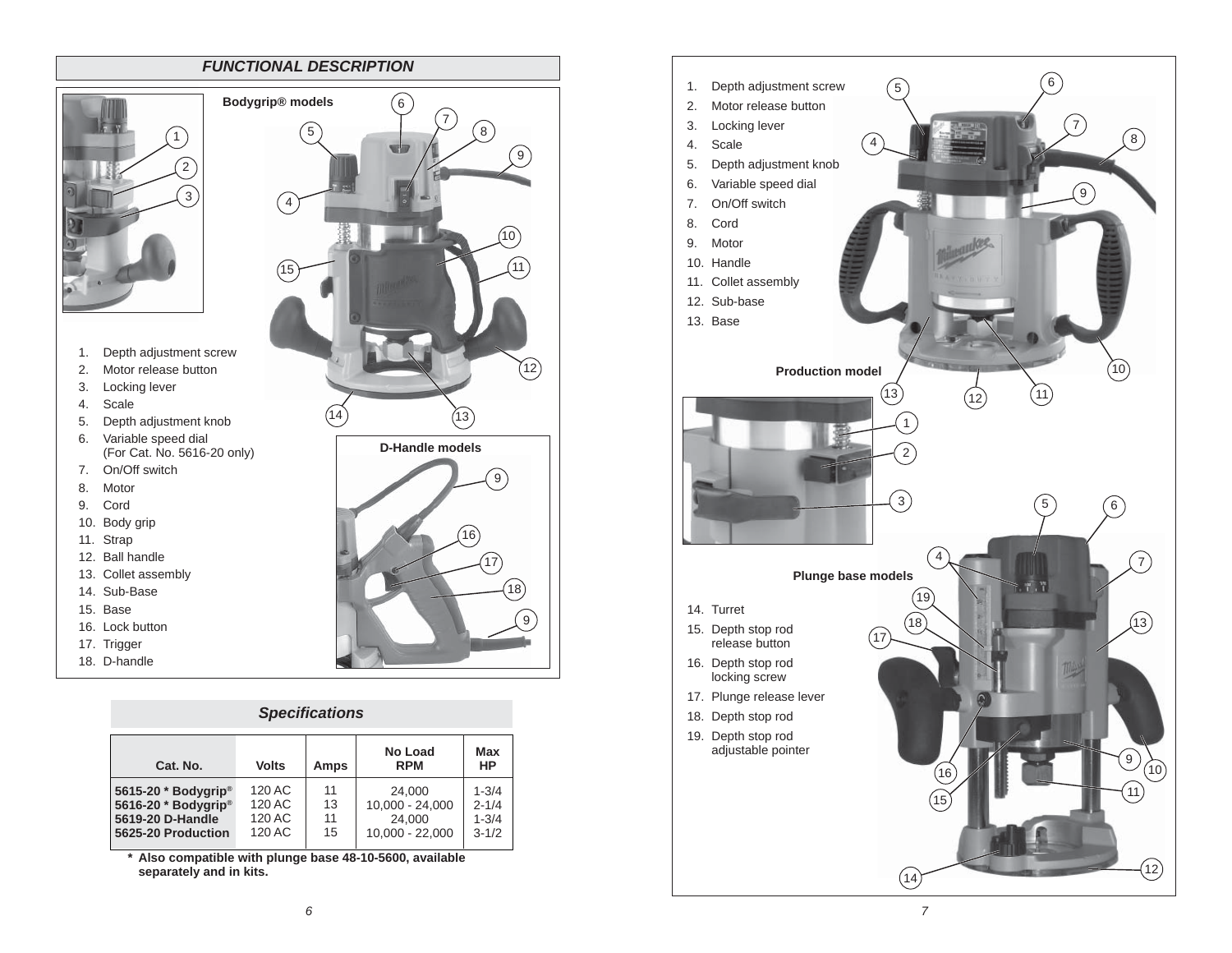## FUNCTIONAL DESCRIPTION

**Bodygrip® models**

1. Depth adjustment screw
2. Motor release button
3. Locking lever
4. Scale
5. Depth adjustment knob
6. Variable speed dial (For Cat. No. 5616-20 only)
7. On/Off switch
8. Motor
9. Cord
10. Body grip
11. Strap
12. Ball handle
13. Collet assembly
14. Sub-Base
15. Base
16. Lock button
17. Trigger
18. D-handle

**D-Handle models**

## *Specifications*

| Cat. No. | Volts | Amps | No Load RPM | Max HP |
|---|---|---|---|---|
| **5615-20 * Bodygrip®** | 120 AC | 11 | 24,000 | 1-3/4 |
| **5616-20 * Bodygrip®** | 120 AC | 13 | 10,000 - 24,000 | 2-1/4 |
| **5619-20 D-Handle** | 120 AC | 11 | 24,000 | 1-3/4 |
| **5625-20 Production** | 120 AC | 15 | 10,000 - 22,000 | 3-1/2 |

**\* Also compatible with plunge base 48-10-5600, available separately and in kits.**

1. Depth adjustment screw
2. Motor release button
3. Locking lever
4. Scale
5. Depth adjustment knob
6. Variable speed dial
7. On/Off switch
8. Cord
9. Motor
10. Handle
11. Collet assembly
12. Sub-base
13. Base

**Production model**

**Plunge base models**

14. Turret
15. Depth stop rod release button
16. Depth stop rod locking screw
17. Plunge release lever
18. Depth stop rod
19. Depth stop rod adjustable pointer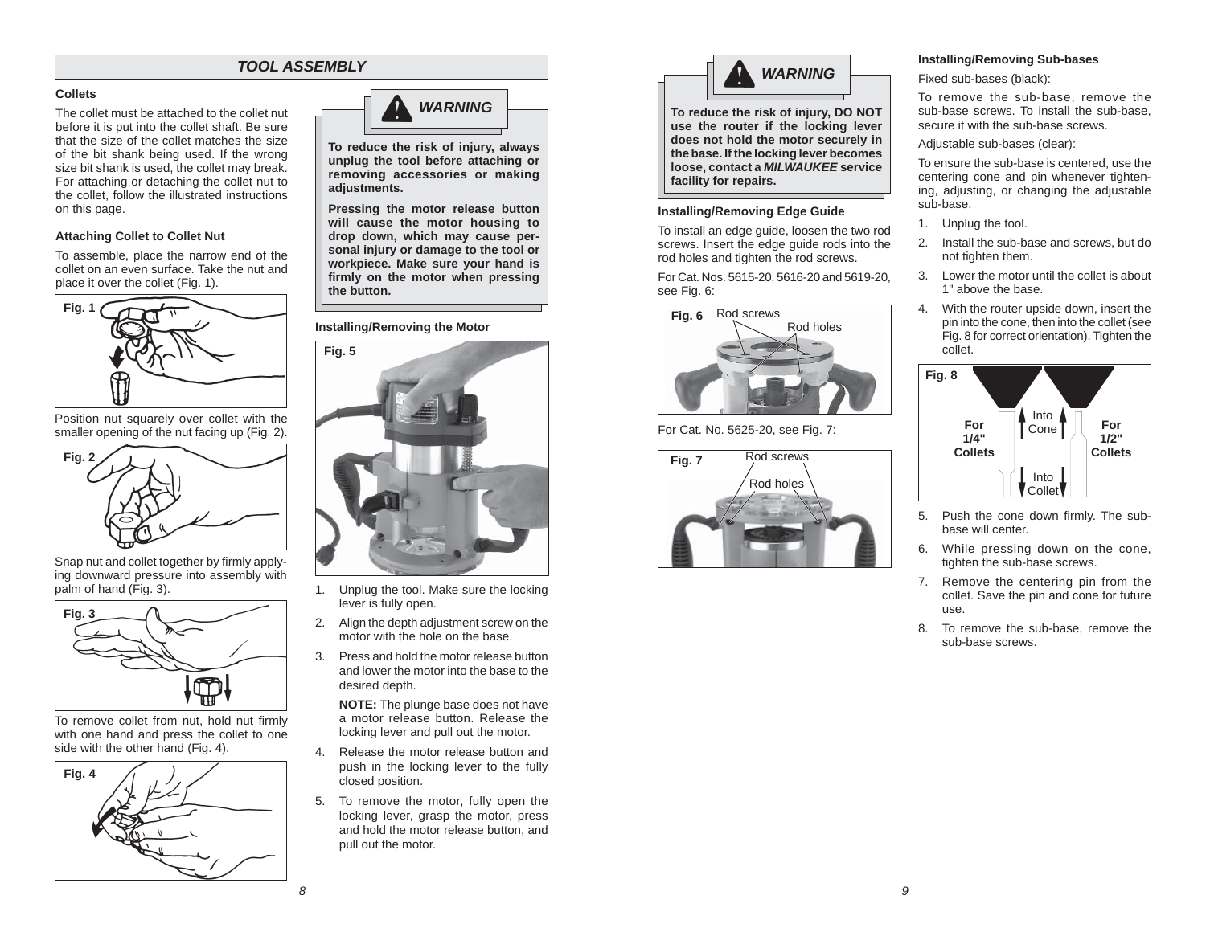## TOOL ASSEMBLY

### Collets

The collet must be attached to the collet nut before it is put into the collet shaft. Be sure that the size of the collet matches the size of the bit shank being used. If the wrong size bit shank is used, the collet may break. For attaching or detaching the collet nut to the collet, follow the illustrated instructions on this page.

#### Attaching Collet to Collet Nut

To assemble, place the narrow end of the collet on an even surface. Take the nut and place it over the collet (Fig. 1).

Fig. 1

Position nut squarely over collet with the smaller opening of the nut facing up (Fig. 2).

Fig. 2

Snap nut and collet together by firmly applying downward pressure into assembly with palm of hand (Fig. 3).

Fig. 3

To remove collet from nut, hold nut firmly with one hand and press the collet to one side with the other hand (Fig. 4).

Fig. 4

> **⚠ WARNING**
>
> **To reduce the risk of injury, always unplug the tool before attaching or removing accessories or making adjustments.**
>
> **Pressing the motor release button will cause the motor housing to drop down, which may cause personal injury or damage to the tool or workpiece. Make sure your hand is firmly on the motor when pressing the button.**

#### Installing/Removing the Motor

Fig. 5

1. Unplug the tool. Make sure the locking lever is fully open.
2. Align the depth adjustment screw on the motor with the hole on the base.
3. Press and hold the motor release button and lower the motor into the base to the desired depth.

   **NOTE:** The plunge base does not have a motor release button. Release the locking lever and pull out the motor.
4. Release the motor release button and push in the locking lever to the fully closed position.
5. To remove the motor, fully open the locking lever, grasp the motor, press and hold the motor release button, and pull out the motor.

> **⚠ WARNING**
>
> **To reduce the risk of injury, DO NOT use the router if the locking lever does not hold the motor securely in the base. If the locking lever becomes loose, contact a *MILWAUKEE* service facility for repairs.**

#### Installing/Removing Edge Guide

To install an edge guide, loosen the two rod screws. Insert the edge guide rods into the rod holes and tighten the rod screws.

For Cat. Nos. 5615-20, 5616-20 and 5619-20, see Fig. 6:

Fig. 6
Rod screws
Rod holes

For Cat. No. 5625-20, see Fig. 7:

Fig. 7
Rod screws
Rod holes

#### Installing/Removing Sub-bases

Fixed sub-bases (black):

To remove the sub-base, remove the sub-base screws. To install the sub-base, secure it with the sub-base screws.

Adjustable sub-bases (clear):

To ensure the sub-base is centered, use the centering cone and pin whenever tightening, adjusting, or changing the adjustable sub-base.

1. Unplug the tool.
2. Install the sub-base and screws, but do not tighten them.
3. Lower the motor until the collet is about 1" above the base.
4. With the router upside down, insert the pin into the cone, then into the collet (see Fig. 8 for correct orientation). Tighten the collet.

Fig. 8
For 1/4" Collets
Into Cone
Into Collet
For 1/2" Collets

5. Push the cone down firmly. The sub-base will center.
6. While pressing down on the cone, tighten the sub-base screws.
7. Remove the centering pin from the collet. Save the pin and cone for future use.
8. To remove the sub-base, remove the sub-base screws.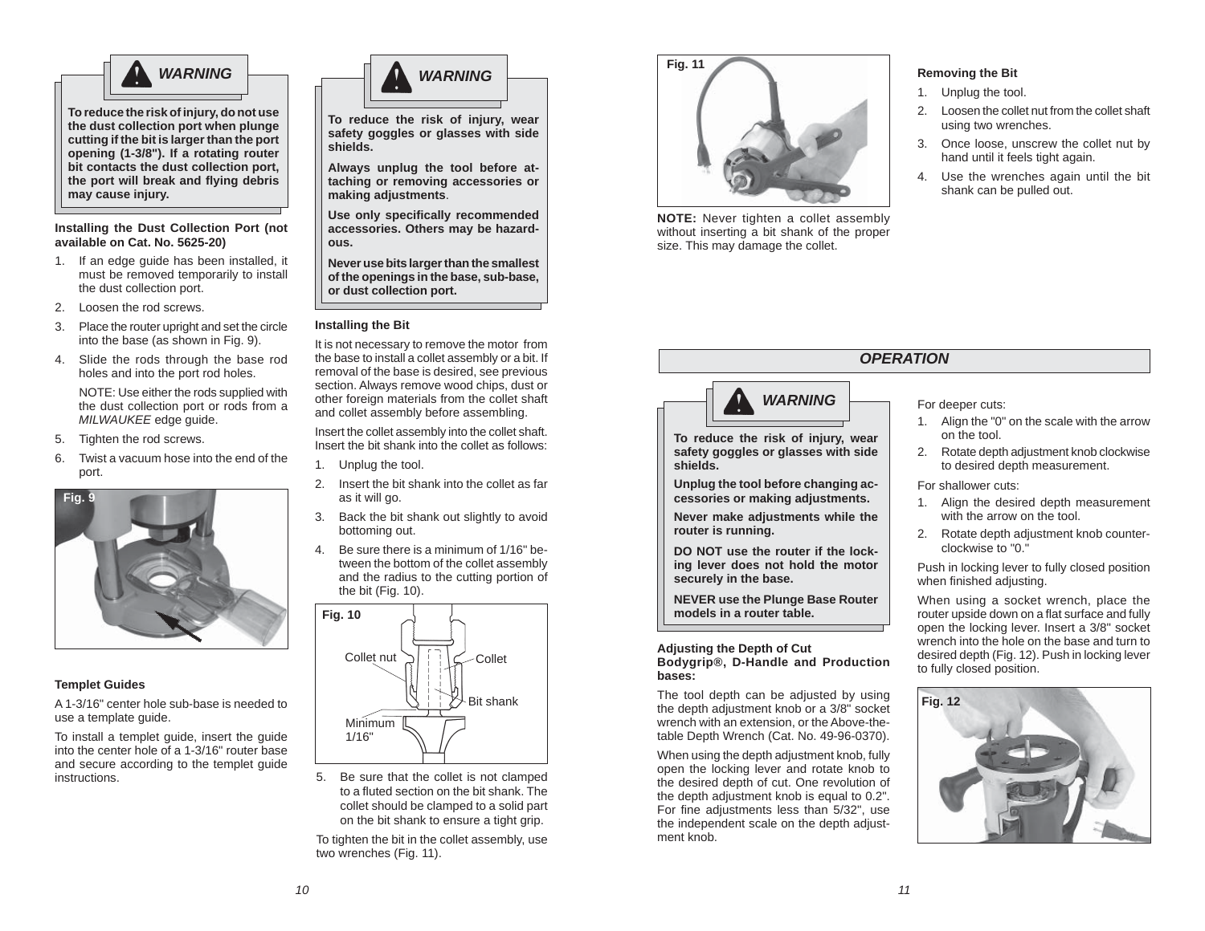**WARNING**

**To reduce the risk of injury, do not use the dust collection port when plunge cutting if the bit is larger than the port opening (1-3/8"). If a rotating router bit contacts the dust collection port, the port will break and flying debris may cause injury.**

**Installing the Dust Collection Port (not available on Cat. No. 5625-20)**

1. If an edge guide has been installed, it must be removed temporarily to install the dust collection port.
2. Loosen the rod screws.
3. Place the router upright and set the circle into the base (as shown in Fig. 9).
4. Slide the rods through the base rod holes and into the port rod holes.

   NOTE: Use either the rods supplied with the dust collection port or rods from a *MILWAUKEE* edge guide.
5. Tighten the rod screws.
6. Twist a vacuum hose into the end of the port.

Fig. 9

**Templet Guides**

A 1-3/16" center hole sub-base is needed to use a template guide.

To install a templet guide, insert the guide into the center hole of a 1-3/16" router base and secure according to the templet guide instructions.

**WARNING**

**To reduce the risk of injury, wear safety goggles or glasses with side shields.**

**Always unplug the tool before attaching or removing accessories or making adjustments.**

**Use only specifically recommended accessories. Others may be hazardous.**

**Never use bits larger than the smallest of the openings in the base, sub-base, or dust collection port.**

**Installing the Bit**

It is not necessary to remove the motor from the base to install a collet assembly or a bit. If removal of the base is desired, see previous section. Always remove wood chips, dust or other foreign materials from the collet shaft and collet assembly before assembling.

Insert the collet assembly into the collet shaft. Insert the bit shank into the collet as follows:

1. Unplug the tool.
2. Insert the bit shank into the collet as far as it will go.
3. Back the bit shank out slightly to avoid bottoming out.
4. Be sure there is a minimum of 1/16" between the bottom of the collet assembly and the radius to the cutting portion of the bit (Fig. 10).

Fig. 10

Collet nut

Collet

Bit shank

Minimum 1/16"

5. Be sure that the collet is not clamped to a fluted section on the bit shank. The collet should be clamped to a solid part on the bit shank to ensure a tight grip.

To tighten the bit in the collet assembly, use two wrenches (Fig. 11).

Fig. 11

**NOTE:** Never tighten a collet assembly without inserting a bit shank of the proper size. This may damage the collet.

**Removing the Bit**

1. Unplug the tool.
2. Loosen the collet nut from the collet shaft using two wrenches.
3. Once loose, unscrew the collet nut by hand until it feels tight again.
4. Use the wrenches again until the bit shank can be pulled out.

## OPERATION

**WARNING**

**To reduce the risk of injury, wear safety goggles or glasses with side shields.**

**Unplug the tool before changing accessories or making adjustments.**

**Never make adjustments while the router is running.**

**DO NOT use the router if the locking lever does not hold the motor securely in the base.**

**NEVER use the Plunge Base Router models in a router table.**

**Adjusting the Depth of Cut Bodygrip®, D-Handle and Production bases:**

The tool depth can be adjusted by using the depth adjustment knob or a 3/8" socket wrench with an extension, or the Above-the-table Depth Wrench (Cat. No. 49-96-0370).

When using the depth adjustment knob, fully open the locking lever and rotate knob to the desired depth of cut. One revolution of the depth adjustment knob is equal to 0.2". For fine adjustments less than 5/32", use the independent scale on the depth adjustment knob.

For deeper cuts:

1. Align the "0" on the scale with the arrow on the tool.
2. Rotate depth adjustment knob clockwise to desired depth measurement.

For shallower cuts:

1. Align the desired depth measurement with the arrow on the tool.
2. Rotate depth adjustment knob counter-clockwise to "0."

Push in locking lever to fully closed position when finished adjusting.

When using a socket wrench, place the router upside down on a flat surface and fully open the locking lever. Insert a 3/8" socket wrench into the hole on the base and turn to desired depth (Fig. 12). Push in locking lever to fully closed position.

Fig. 12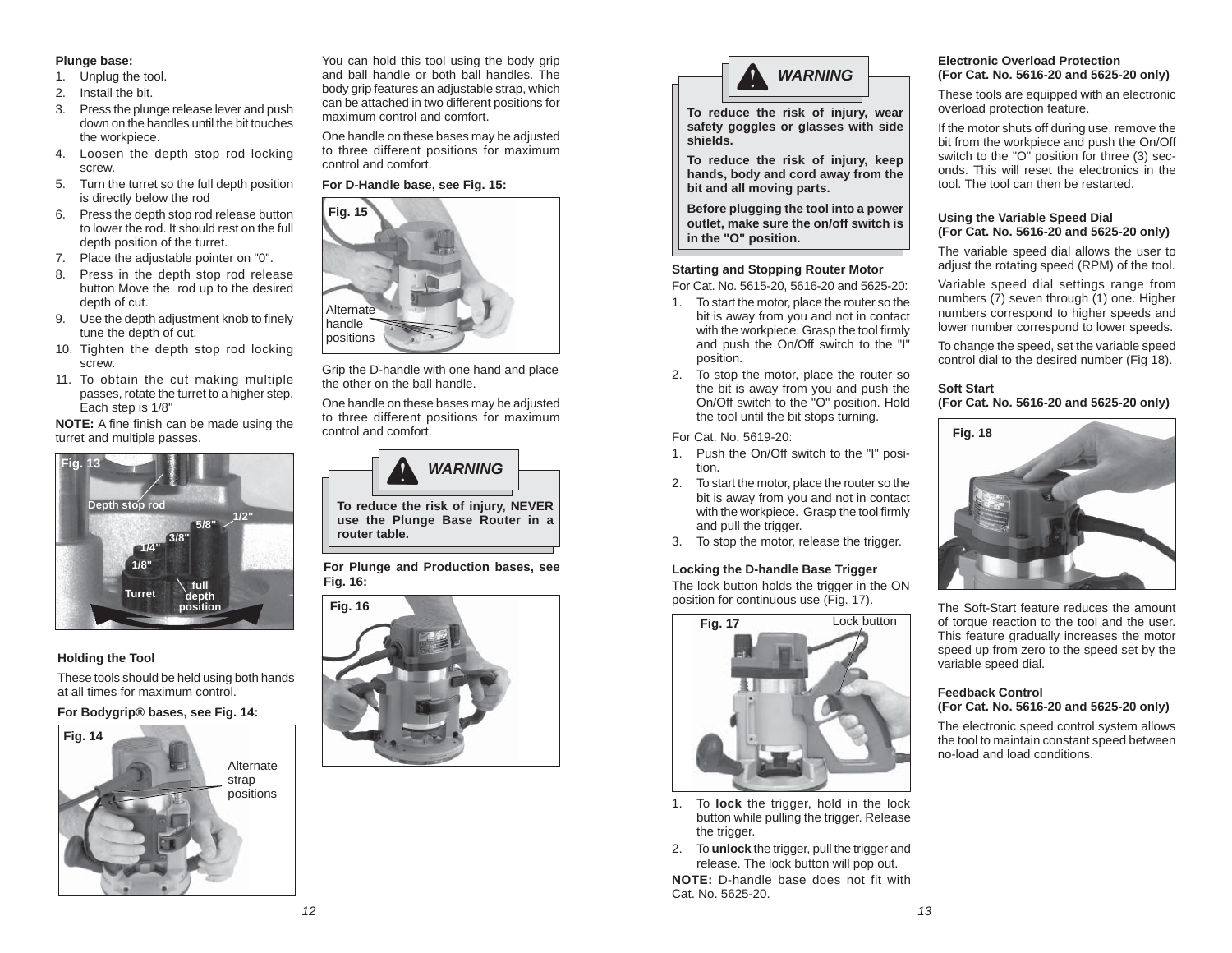**Plunge base:**

1. Unplug the tool.
2. Install the bit.
3. Press the plunge release lever and push down on the handles until the bit touches the workpiece.
4. Loosen the depth stop rod locking screw.
5. Turn the turret so the full depth position is directly below the rod
6. Press the depth stop rod release button to lower the rod. It should rest on the full depth position of the turret.
7. Place the adjustable pointer on "0".
8. Press in the depth stop rod release button Move the rod up to the desired depth of cut.
9. Use the depth adjustment knob to finely tune the depth of cut.
10. Tighten the depth stop rod locking screw.
11. To obtain the cut making multiple passes, rotate the turret to a higher step. Each step is 1/8"

**NOTE:** A fine finish can be made using the turret and multiple passes.

Fig. 13

Depth stop rod
1/2"
5/8"
3/8"
1/4"
1/8"
Turret
full depth position

**Holding the Tool**

These tools should be held using both hands at all times for maximum control.

**For Bodygrip® bases, see Fig. 14:**

Fig. 14

Alternate strap positions

You can hold this tool using the body grip and ball handle or both ball handles. The body grip features an adjustable strap, which can be attached in two different positions for maximum control and comfort.

One handle on these bases may be adjusted to three different positions for maximum control and comfort.

**For D-Handle base, see Fig. 15:**

Fig. 15

Alternate handle positions

Grip the D-handle with one hand and place the other on the ball handle.

One handle on these bases may be adjusted to three different positions for maximum control and comfort.

***WARNING***

**To reduce the risk of injury, NEVER use the Plunge Base Router in a router table.**

**For Plunge and Production bases, see Fig. 16:**

Fig. 16

***WARNING***

**To reduce the risk of injury, wear safety goggles or glasses with side shields.**

**To reduce the risk of injury, keep hands, body and cord away from the bit and all moving parts.**

**Before plugging the tool into a power outlet, make sure the on/off switch is in the "O" position.**

**Starting and Stopping Router Motor**

For Cat. No. 5615-20, 5616-20 and 5625-20:

1. To start the motor, place the router so the bit is away from you and not in contact with the workpiece. Grasp the tool firmly and push the On/Off switch to the "I" position.
2. To stop the motor, place the router so the bit is away from you and push the On/Off switch to the "O" position. Hold the tool until the bit stops turning.

For Cat. No. 5619-20:

1. Push the On/Off switch to the "I" position.
2. To start the motor, place the router so the bit is away from you and not in contact with the workpiece. Grasp the tool firmly and pull the trigger.
3. To stop the motor, release the trigger.

**Locking the D-handle Base Trigger**

The lock button holds the trigger in the ON position for continuous use (Fig. 17).

Fig. 17

Lock button

1. To **lock** the trigger, hold in the lock button while pulling the trigger. Release the trigger.
2. To **unlock** the trigger, pull the trigger and release. The lock button will pop out.

**NOTE:** D-handle base does not fit with Cat. No. 5625-20.

**Electronic Overload Protection (For Cat. No. 5616-20 and 5625-20 only)**

These tools are equipped with an electronic overload protection feature.

If the motor shuts off during use, remove the bit from the workpiece and push the On/Off switch to the "O" position for three (3) seconds. This will reset the electronics in the tool. The tool can then be restarted.

**Using the Variable Speed Dial (For Cat. No. 5616-20 and 5625-20 only)**

The variable speed dial allows the user to adjust the rotating speed (RPM) of the tool.

Variable speed dial settings range from numbers (7) seven through (1) one. Higher numbers correspond to higher speeds and lower number correspond to lower speeds.

To change the speed, set the variable speed control dial to the desired number (Fig 18).

**Soft Start (For Cat. No. 5616-20 and 5625-20 only)**

Fig. 18

The Soft-Start feature reduces the amount of torque reaction to the tool and the user. This feature gradually increases the motor speed up from zero to the speed set by the variable speed dial.

**Feedback Control (For Cat. No. 5616-20 and 5625-20 only)**

The electronic speed control system allows the tool to maintain constant speed between no-load and load conditions.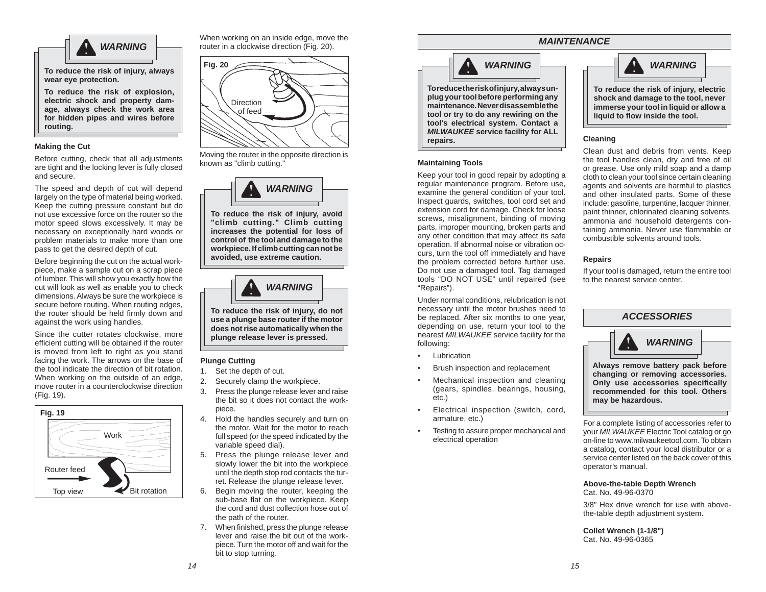### WARNING

**To reduce the risk of injury, always wear eye protection.**

**To reduce the risk of explosion, electric shock and property damage, always check the work area for hidden pipes and wires before routing.**

**Making the Cut**

Before cutting, check that all adjustments are tight and the locking lever is fully closed and secure.

The speed and depth of cut will depend largely on the type of material being worked. Keep the cutting pressure constant but do not use excessive force on the router so the motor speed slows excessively. It may be necessary on exceptionally hard woods or problem materials to make more than one pass to get the desired depth of cut.

Before beginning the cut on the actual workpiece, make a sample cut on a scrap piece of lumber. This will show you exactly how the cut will look as well as enable you to check dimensions. Always be sure the workpiece is secure before routing. When routing edges, the router should be held firmly down and against the work using handles.

Since the cutter rotates clockwise, more efficient cutting will be obtained if the router is moved from left to right as you stand facing the work. The arrows on the base of the tool indicate the direction of bit rotation. When working on the outside of an edge, move router in a counterclockwise direction (Fig. 19).

Fig. 19

Work

Router feed

Top view

Bit rotation

When working on an inside edge, move the router in a clockwise direction (Fig. 20).

Fig. 20

Direction of feed

Moving the router in the opposite direction is known as "climb cutting."

### WARNING

**To reduce the risk of injury, avoid "climb cutting." Climb cutting increases the potential for loss of control of the tool and damage to the workpiece. If climb cutting can not be avoided, use extreme caution.**

### WARNING

**To reduce the risk of injury, do not use a plunge base router if the motor does not rise automatically when the plunge release lever is pressed.**

**Plunge Cutting**

1. Set the depth of cut.
2. Securely clamp the workpiece.
3. Press the plunge release lever and raise the bit so it does not contact the workpiece.
4. Hold the handles securely and turn on the motor. Wait for the motor to reach full speed (or the speed indicated by the variable speed dial).
5. Press the plunge release lever and slowly lower the bit into the workpiece until the depth stop rod contacts the turret. Release the plunge release lever.
6. Begin moving the router, keeping the sub-base flat on the workpiece. Keep the cord and dust collection hose out of the path of the router.
7. When finished, press the plunge release lever and raise the bit out of the workpiece. Turn the motor off and wait for the bit to stop turning.

## MAINTENANCE

### WARNING

**To reduce the risk of injury, always unplug your tool before performing any maintenance. Never disassemble the tool or try to do any rewiring on the tool's electrical system. Contact a *MILWAUKEE* service facility for ALL repairs.**

**Maintaining Tools**

Keep your tool in good repair by adopting a regular maintenance program. Before use, examine the general condition of your tool. Inspect guards, switches, tool cord set and extension cord for damage. Check for loose screws, misalignment, binding of moving parts, improper mounting, broken parts and any other condition that may affect its safe operation. If abnormal noise or vibration occurs, turn the tool off immediately and have the problem corrected before further use. Do not use a damaged tool. Tag damaged tools "DO NOT USE" until repaired (see "Repairs").

Under normal conditions, relubrication is not necessary until the motor brushes need to be replaced. After six months to one year, depending on use, return your tool to the nearest *MILWAUKEE* service facility for the following:

- Lubrication
- Brush inspection and replacement
- Mechanical inspection and cleaning (gears, spindles, bearings, housing, etc.)
- Electrical inspection (switch, cord, armature, etc.)
- Testing to assure proper mechanical and electrical operation

### WARNING

**To reduce the risk of injury, electric shock and damage to the tool, never immerse your tool in liquid or allow a liquid to flow inside the tool.**

**Cleaning**

Clean dust and debris from vents. Keep the tool handles clean, dry and free of oil or grease. Use only mild soap and a damp cloth to clean your tool since certain cleaning agents and solvents are harmful to plastics and other insulated parts. Some of these include: gasoline, turpentine, lacquer thinner, paint thinner, chlorinated cleaning solvents, ammonia and household detergents containing ammonia. Never use flammable or combustible solvents around tools.

**Repairs**

If your tool is damaged, return the entire tool to the nearest service center.

## ACCESSORIES

### WARNING

**Always remove battery pack before changing or removing accessories. Only use accessories specifically recommended for this tool. Others may be hazardous.**

For a complete listing of accessories refer to your *MILWAUKEE* Electric Tool catalog or go on-line to www.milwaukeetool.com. To obtain a catalog, contact your local distributor or a service center listed on the back cover of this operator's manual.

**Above-the-table Depth Wrench**
Cat. No. 49-96-0370

3/8" Hex drive wrench for use with above-the-table depth adjustment system.

**Collet Wrench (1-1/8")**
Cat. No. 49-96-0365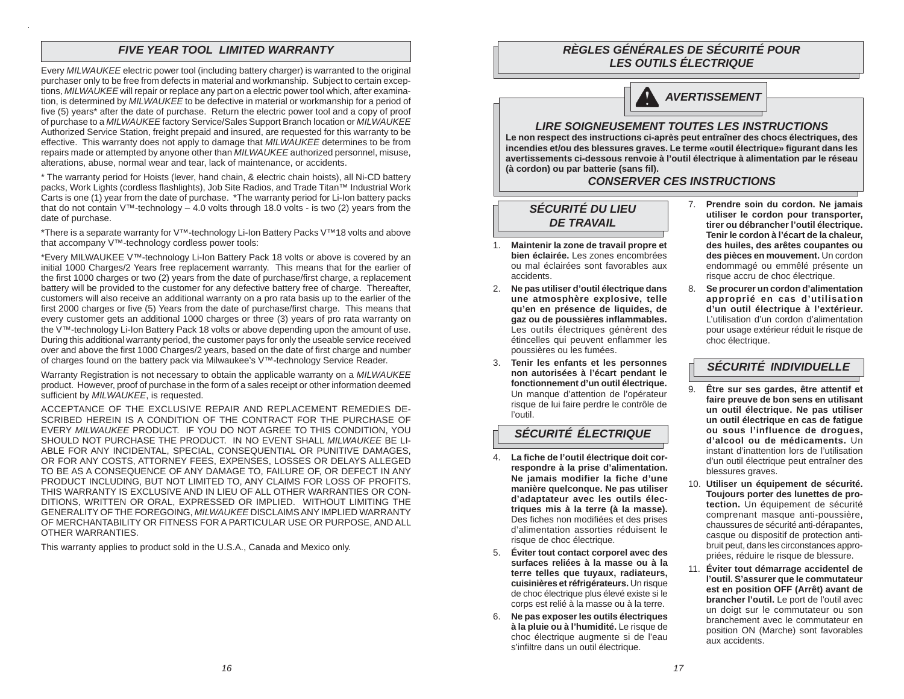## *FIVE YEAR TOOL LIMITED WARRANTY*

Every *MILWAUKEE* electric power tool (including battery charger) is warranted to the original purchaser only to be free from defects in material and workmanship. Subject to certain exceptions, *MILWAUKEE* will repair or replace any part on a electric power tool which, after examination, is determined by *MILWAUKEE* to be defective in material or workmanship for a period of five (5) years* after the date of purchase. Return the electric power tool and a copy of proof of purchase to a *MILWAUKEE* factory Service/Sales Support Branch location or *MILWAUKEE* Authorized Service Station, freight prepaid and insured, are requested for this warranty to be effective. This warranty does not apply to damage that *MILWAUKEE* determines to be from repairs made or attempted by anyone other than *MILWAUKEE* authorized personnel, misuse, alterations, abuse, normal wear and tear, lack of maintenance, or accidents.

* The warranty period for Hoists (lever, hand chain, & electric chain hoists), all Ni-CD battery packs, Work Lights (cordless flashlights), Job Site Radios, and Trade Titan™ Industrial Work Carts is one (1) year from the date of purchase. *The warranty period for Li-Ion battery packs that do not contain V™-technology – 4.0 volts through 18.0 volts - is two (2) years from the date of purchase.

*There is a separate warranty for V™-technology Li-Ion Battery Packs V™18 volts and above that accompany V™-technology cordless power tools:

*Every MILWAUKEE V™-technology Li-Ion Battery Pack 18 volts or above is covered by an initial 1000 Charges/2 Years free replacement warranty. This means that for the earlier of the first 1000 charges or two (2) years from the date of purchase/first charge, a replacement battery will be provided to the customer for any defective battery free of charge. Thereafter, customers will also receive an additional warranty on a pro rata basis up to the earlier of the first 2000 charges or five (5) Years from the date of purchase/first charge. This means that every customer gets an additional 1000 charges or three (3) years of pro rata warranty on the V™-technology Li-Ion Battery Pack 18 volts or above depending upon the amount of use. During this additional warranty period, the customer pays for only the useable service received over and above the first 1000 Charges/2 years, based on the date of first charge and number of charges found on the battery pack via Milwaukee's V™-technology Service Reader.

Warranty Registration is not necessary to obtain the applicable warranty on a *MILWAUKEE* product. However, proof of purchase in the form of a sales receipt or other information deemed sufficient by *MILWAUKEE*, is requested.

ACCEPTANCE OF THE EXCLUSIVE REPAIR AND REPLACEMENT REMEDIES DESCRIBED HEREIN IS A CONDITION OF THE CONTRACT FOR THE PURCHASE OF EVERY *MILWAUKEE* PRODUCT. IF YOU DO NOT AGREE TO THIS CONDITION, YOU SHOULD NOT PURCHASE THE PRODUCT. IN NO EVENT SHALL *MILWAUKEE* BE LIABLE FOR ANY INCIDENTAL, SPECIAL, CONSEQUENTIAL OR PUNITIVE DAMAGES, OR FOR ANY COSTS, ATTORNEY FEES, EXPENSES, LOSSES OR DELAYS ALLEGED TO BE AS A CONSEQUENCE OF ANY DAMAGE TO, FAILURE OF, OR DEFECT IN ANY PRODUCT INCLUDING, BUT NOT LIMITED TO, ANY CLAIMS FOR LOSS OF PROFITS. THIS WARRANTY IS EXCLUSIVE AND IN LIEU OF ALL OTHER WARRANTIES OR CONDITIONS, WRITTEN OR ORAL, EXPRESSED OR IMPLIED. WITHOUT LIMITING THE GENERALITY OF THE FOREGOING, *MILWAUKEE* DISCLAIMS ANY IMPLIED WARRANTY OF MERCHANTABILITY OR FITNESS FOR A PARTICULAR USE OR PURPOSE, AND ALL OTHER WARRANTIES.

This warranty applies to product sold in the U.S.A., Canada and Mexico only.

## *RÈGLES GÉNÉRALES DE SÉCURITÉ POUR LES OUTILS ÉLECTRIQUE*

### *AVERTISSEMENT*

### *LIRE SOIGNEUSEMENT TOUTES LES INSTRUCTIONS*

**Le non respect des instructions ci-après peut entraîner des chocs électriques, des incendies et/ou des blessures graves. Le terme «outil électrique» figurant dans les avertissements ci-dessous renvoie à l'outil électrique à alimentation par le réseau (à cordon) ou par batterie (sans fil).**

### *CONSERVER CES INSTRUCTIONS*

### *SÉCURITÉ DU LIEU DE TRAVAIL*

1. **Maintenir la zone de travail propre et bien éclairée.** Les zones encombrées ou mal éclairées sont favorables aux accidents.
2. **Ne pas utiliser d'outil électrique dans une atmosphère explosive, telle qu'en en présence de liquides, de gaz ou de poussières inflammables.** Les outils électriques génèrent des étincelles qui peuvent enflammer les poussières ou les fumées.
3. **Tenir les enfants et les personnes non autorisées à l'écart pendant le fonctionnement d'un outil électrique.** Un manque d'attention de l'opérateur risque de lui faire perdre le contrôle de l'outil.

### *SÉCURITÉ ÉLECTRIQUE*

4. **La fiche de l'outil électrique doit correspondre à la prise d'alimentation. Ne jamais modifier la fiche d'une manière quelconque. Ne pas utiliser d'adaptateur avec les outils électriques mis à la terre (à la masse).** Des fiches non modifiées et des prises d'alimentation assorties réduisent le risque de choc électrique.
5. **Éviter tout contact corporel avec des surfaces reliées à la masse ou à la terre telles que tuyaux, radiateurs, cuisinières et réfrigérateurs.** Un risque de choc électrique plus élevé existe si le corps est relié à la masse ou à la terre.
6. **Ne pas exposer les outils électriques à la pluie ou à l'humidité.** Le risque de choc électrique augmente si de l'eau s'infiltre dans un outil électrique.
7. **Prendre soin du cordon. Ne jamais utiliser le cordon pour transporter, tirer ou débrancher l'outil électrique. Tenir le cordon à l'écart de la chaleur, des huiles, des arêtes coupantes ou des pièces en mouvement.** Un cordon endommagé ou emmêlé présente un risque accru de choc électrique.
8. **Se procurer un cordon d'alimentation approprié en cas d'utilisation d'un outil électrique à l'extérieur.** L'utilisation d'un cordon d'alimentation pour usage extérieur réduit le risque de choc électrique.

### *SÉCURITÉ INDIVIDUELLE*

9. **Être sur ses gardes, être attentif et faire preuve de bon sens en utilisant un outil électrique. Ne pas utiliser un outil électrique en cas de fatigue ou sous l'influence de drogues, d'alcool ou de médicaments.** Un instant d'inattention lors de l'utilisation d'un outil électrique peut entraîner des blessures graves.
10. **Utiliser un équipement de sécurité. Toujours porter des lunettes de protection.** Un équipement de sécurité comprenant masque anti-poussière, chaussures de sécurité anti-dérapantes, casque ou dispositif de protection anti-bruit peut, dans les circonstances appropriées, réduire le risque de blessure.
11. **Éviter tout démarrage accidentel de l'outil. S'assurer que le commutateur est en position OFF (Arrêt) avant de brancher l'outil.** Le port de l'outil avec un doigt sur le commutateur ou son branchement avec le commutateur en position ON (Marche) sont favorables aux accidents.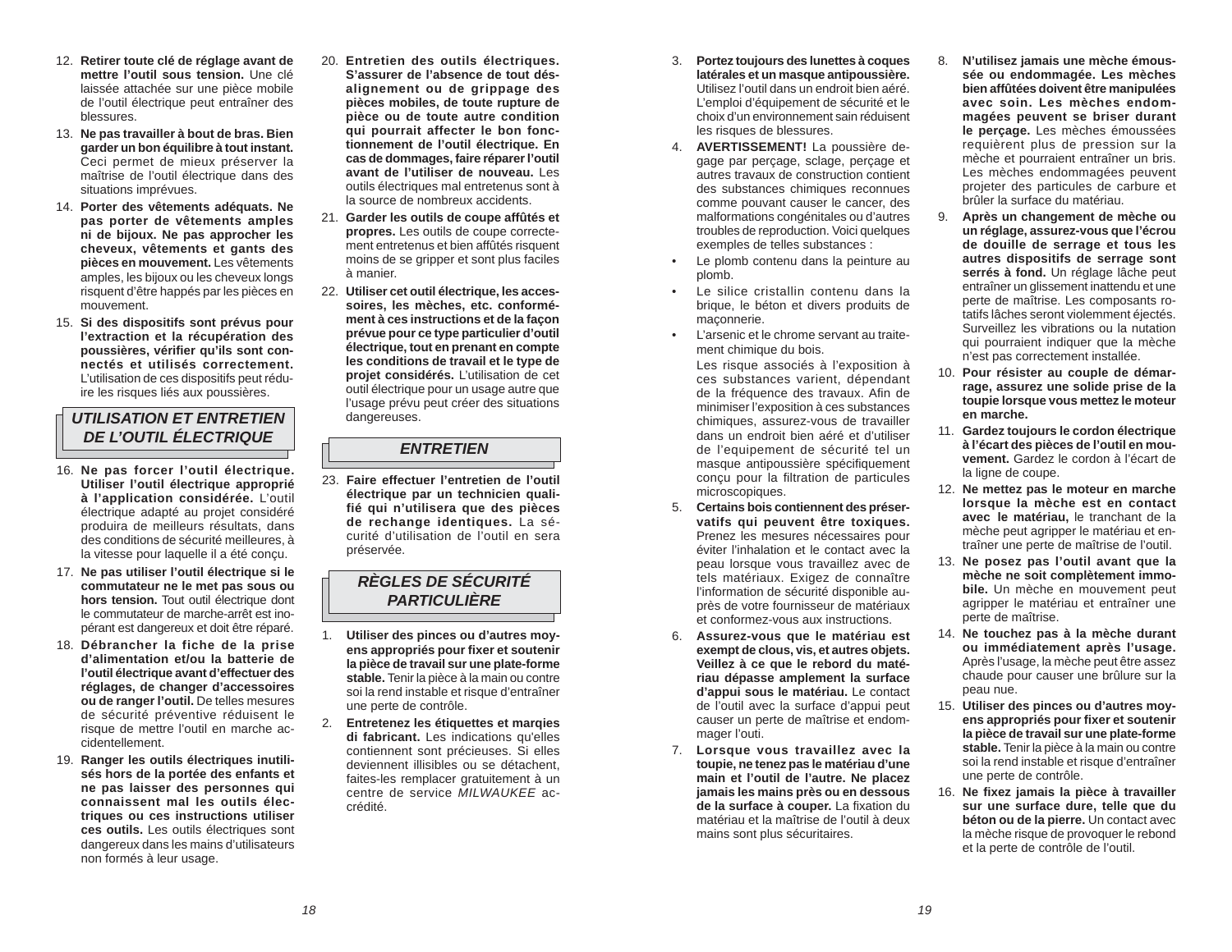12. **Retirer toute clé de réglage avant de mettre l'outil sous tension.** Une clé laissée attachée sur une pièce mobile de l'outil électrique peut entraîner des blessures.
13. **Ne pas travailler à bout de bras. Bien garder un bon équilibre à tout instant.** Ceci permet de mieux préserver la maîtrise de l'outil électrique dans des situations imprévues.
14. **Porter des vêtements adéquats. Ne pas porter de vêtements amples ni de bijoux. Ne pas approcher les cheveux, vêtements et gants des pièces en mouvement.** Les vêtements amples, les bijoux ou les cheveux longs risquent d'être happés par les pièces en mouvement.
15. **Si des dispositifs sont prévus pour l'extraction et la récupération des poussières, vérifier qu'ils sont connectés et utilisés correctement.** L'utilisation de ces dispositifs peut réduire les risques liés aux poussières.

## UTILISATION ET ENTRETIEN DE L'OUTIL ÉLECTRIQUE

16. **Ne pas forcer l'outil électrique. Utiliser l'outil électrique approprié à l'application considérée.** L'outil électrique adapté au projet considéré produira de meilleurs résultats, dans des conditions de sécurité meilleures, à la vitesse pour laquelle il a été conçu.
17. **Ne pas utiliser l'outil électrique si le commutateur ne le met pas sous ou hors tension.** Tout outil électrique dont le commutateur de marche-arrêt est inopérant est dangereux et doit être réparé.
18. **Débrancher la fiche de la prise d'alimentation et/ou la batterie de l'outil électrique avant d'effectuer des réglages, de changer d'accessoires ou de ranger l'outil.** De telles mesures de sécurité préventive réduisent le risque de mettre l'outil en marche accidentellement.
19. **Ranger les outils électriques inutilisés hors de la portée des enfants et ne pas laisser des personnes qui connaissent mal les outils électriques ou ces instructions utiliser ces outils.** Les outils électriques sont dangereux dans les mains d'utilisateurs non formés à leur usage.
20. **Entretien des outils électriques. S'assurer de l'absence de tout désalignement ou de grippage des pièces mobiles, de toute rupture de pièce ou de toute autre condition qui pourrait affecter le bon fonctionnement de l'outil électrique. En cas de dommages, faire réparer l'outil avant de l'utiliser de nouveau.** Les outils électriques mal entretenus sont à la source de nombreux accidents.
21. **Garder les outils de coupe affûtés et propres.** Les outils de coupe correctement entretenus et bien affûtés risquent moins de se gripper et sont plus faciles à manier.
22. **Utiliser cet outil électrique, les accessoires, les mèches, etc. conformément à ces instructions et de la façon prévue pour ce type particulier d'outil électrique, tout en prenant en compte les conditions de travail et le type de projet considérés.** L'utilisation de cet outil électrique pour un usage autre que l'usage prévu peut créer des situations dangereuses.

## ENTRETIEN

23. **Faire effectuer l'entretien de l'outil électrique par un technicien qualifié qui n'utilisera que des pièces de rechange identiques.** La sécurité d'utilisation de l'outil en sera préservée.

## RÈGLES DE SÉCURITÉ PARTICULIÈRE

1. **Utiliser des pinces ou d'autres moyens appropriés pour fixer et soutenir la pièce de travail sur une plate-forme stable.** Tenir la pièce à la main ou contre soi la rend instable et risque d'entraîner une perte de contrôle.
2. **Entretenez les étiquettes et marqies di fabricant.** Les indications qu'elles contiennent sont précieuses. Si elles deviennent illisibles ou se détachent, faites-les remplacer gratuitement à un centre de service *MILWAUKEE* accrédité.
3. **Portez toujours des lunettes à coques latérales et un masque antipoussière.** Utilisez l'outil dans un endroit bien aéré. L'emploi d'équipement de sécurité et le choix d'un environnement sain réduisent les risques de blessures.
4. **AVERTISSEMENT!** La poussière degage par perçage, sclage, perçage et autres travaux de construction contient des substances chimiques reconnues comme pouvant causer le cancer, des malformations congénitales ou d'autres troubles de reproduction. Voici quelques exemples de telles substances :
   - Le plomb contenu dans la peinture au plomb.
   - Le silice cristallin contenu dans la brique, le béton et divers produits de maçonnerie.
   - L'arsenic et le chrome servant au traitement chimique du bois.

   Les risque associés à l'exposition à ces substances varient, dépendant de la fréquence des travaux. Afin de minimiser l'exposition à ces substances chimiques, assurez-vous de travailler dans un endroit bien aéré et d'utiliser de l'equipement de sécurité tel un masque antipoussière spécifiquement conçu pour la filtration de particules microscopiques.
5. **Certains bois contiennent des préservatifs qui peuvent être toxiques.** Prenez les mesures nécessaires pour éviter l'inhalation et le contact avec la peau lorsque vous travaillez avec de tels matériaux. Exigez de connaître l'information de sécurité disponible auprès de votre fournisseur de matériaux et conformez-vous aux instructions.
6. **Assurez-vous que le matériau est exempt de clous, vis, et autres objets. Veillez à ce que le rebord du matériau dépasse amplement la surface d'appui sous le matériau.** Le contact de l'outil avec la surface d'appui peut causer un perte de maîtrise et endommager l'outi.
7. **Lorsque vous travaillez avec la toupie, ne tenez pas le matériau d'une main et l'outil de l'autre. Ne placez jamais les mains près ou en dessous de la surface à couper.** La fixation du matériau et la maîtrise de l'outil à deux mains sont plus sécuritaires.
8. **N'utilisez jamais une mèche émoussée ou endommagée. Les mèches bien affûtées doivent être manipulées avec soin. Les mèches endommagées peuvent se briser durant le perçage.** Les mèches émoussées requièrent plus de pression sur la mèche et pourraient entraîner un bris. Les mèches endommagées peuvent projeter des particules de carbure et brûler la surface du matériau.
9. **Après un changement de mèche ou un réglage, assurez-vous que l'écrou de douille de serrage et tous les autres dispositifs de serrage sont serrés à fond.** Un réglage lâche peut entraîner un glissement inattendu et une perte de maîtrise. Les composants rotatifs lâches seront violemment éjectés. Surveillez les vibrations ou la nutation qui pourraient indiquer que la mèche n'est pas correctement installée.
10. **Pour résister au couple de démarrage, assurez une solide prise de la toupie lorsque vous mettez le moteur en marche.**
11. **Gardez toujours le cordon électrique à l'écart des pièces de l'outil en mouvement.** Gardez le cordon à l'écart de la ligne de coupe.
12. **Ne mettez pas le moteur en marche lorsque la mèche est en contact avec le matériau,** le tranchant de la mèche peut agripper le matériau et entraîner une perte de maîtrise de l'outil.
13. **Ne posez pas l'outil avant que la mèche ne soit complètement immobile.** Un mèche en mouvement peut agripper le matériau et entraîner une perte de maîtrise.
14. **Ne touchez pas à la mèche durant ou immédiatement après l'usage.** Après l'usage, la mèche peut être assez chaude pour causer une brûlure sur la peau nue.
15. **Utiliser des pinces ou d'autres moyens appropriés pour fixer et soutenir la pièce de travail sur une plate-forme stable.** Tenir la pièce à la main ou contre soi la rend instable et risque d'entraîner une perte de contrôle.
16. **Ne fixez jamais la pièce à travailler sur une surface dure, telle que du béton ou de la pierre.** Un contact avec la mèche risque de provoquer le rebond et la perte de contrôle de l'outil.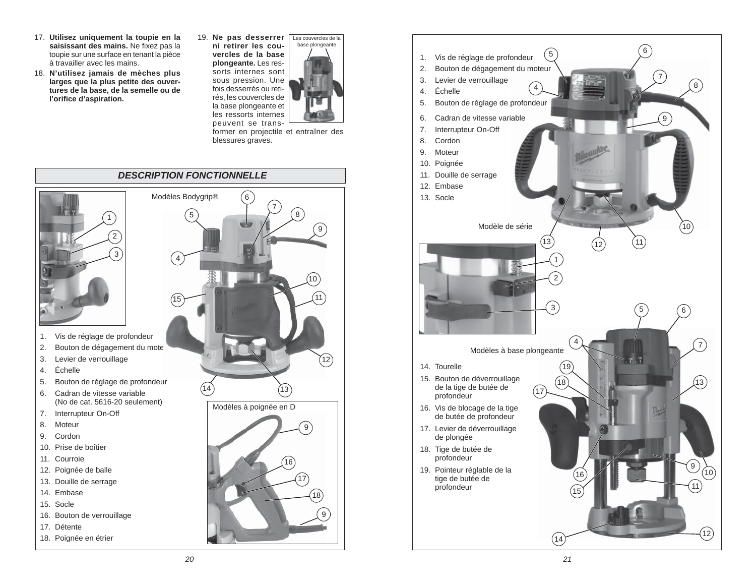17. **Utilisez uniquement la toupie en la saisissant des mains.** Ne fixez pas la toupie sur une surface en tenant la pièce à travailler avec les mains.
18. **N'utilisez jamais de mèches plus larges que la plus petite des ouvertures de la base, de la semelle ou de l'orifice d'aspiration.**
19. **Ne pas desserrer ni retirer les couvercles de la base plongeante.** Les ressorts internes sont sous pression. Une fois desserrés ou retirés, les couvercles de la base plongeante et les ressorts internes peuvent se transformer en projectile et entraîner des blessures graves.

Les couvercles de la base plongeante

## DESCRIPTION FONCTIONNELLE

Modèles Bodygrip®

1. Vis de réglage de profondeur
2. Bouton de dégagement du moteur
3. Levier de verrouillage
4. Échelle
5. Bouton de réglage de profondeur
6. Cadran de vitesse variable (No de cat. 5616-20 seulement)
7. Interrupteur On-Off
8. Moteur
9. Cordon
10. Prise de boîtier
11. Courroie
12. Poignée de balle
13. Douille de serrage
14. Embase
15. Socle
16. Bouton de verrouillage
17. Détente
18. Poignée en étrier

Modèles à poignée en D

Modèle de série

1. Vis de réglage de profondeur
2. Bouton de dégagement du moteur
3. Levier de verrouillage
4. Échelle
5. Bouton de réglage de profondeur
6. Cadran de vitesse variable
7. Interrupteur On-Off
8. Cordon
9. Moteur
10. Poignée
11. Douille de serrage
12. Embase
13. Socle

Modèles à base plongeante

14. Tourelle
15. Bouton de déverrouillage de la tige de butée de profondeur
16. Vis de blocage de la tige de butée de profondeur
17. Levier de déverrouillage de plongée
18. Tige de butée de profondeur
19. Pointeur réglable de la tige de butée de profondeur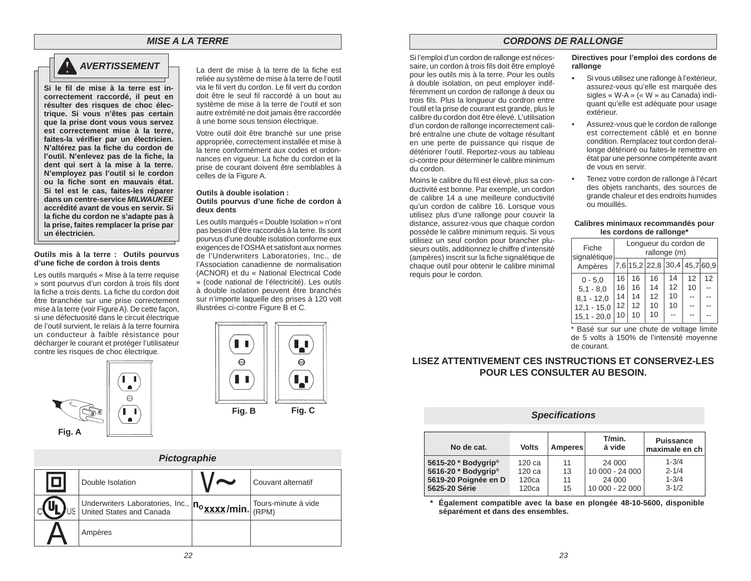## MISE A LA TERRE

### ⚠ AVERTISSEMENT

**Si le fil de mise à la terre est incorrectement raccordé, il peut en résulter des risques de choc électrique. Si vous n'êtes pas certain que la prise dont vous vous servez est correctement mise à la terre, faites-la vérifier par un électricien. N'altérez pas la fiche du cordon de l'outil. N'enlevez pas de la fiche, la dent qui sert à la mise à la terre. N'employez pas l'outil si le cordon ou la fiche sont en mauvais état. Si tel est le cas, faites-les réparer dans un centre-service *MILWAUKEE* accrédité avant de vous en servir. Si la fiche du cordon ne s'adapte pas à la prise, faites remplacer la prise par un électricien.**

**Outils mis à la terre : Outils pourvus d'une fiche de cordon à trois dents**

Les outils marqués « Mise à la terre requise » sont pourvus d'un cordon à trois fils dont la fiche a trois dents. La fiche du cordon doit être branchée sur une prise correctement mise à la terre (voir Figure A). De cette façon, si une défectuosité dans le circuit électrique de l'outil survient, le relais à la terre fournira un conducteur à faible résistance pour décharger le courant et protéger l'utilisateur contre les risques de choc électrique.

Fig. A

La dent de mise à la terre de la fiche est reliée au système de mise à la terre de l'outil via le fil vert du cordon. Le fil vert du cordon doit être le seul fil raccordé à un bout au système de mise à la terre de l'outil et son autre extrémité ne doit jamais être raccordée à une borne sous tension électrique.

Votre outil doit être branché sur une prise appropriée, correctement installée et mise à la terre conformément aux codes et ordonnances en vigueur. La fiche du cordon et la prise de courant doivent être semblables à celles de la Figure A.

**Outils à double isolation :**
**Outils pourvus d'une fiche de cordon à deux dents**

Les outils marqués « Double Isolation » n'ont pas besoin d'être raccordés à la terre. Ils sont pourvus d'une double isolation conforme eux exigences de l'OSHA et satisfont aux normes de l'Underwriters Laboratories, Inc., de l'Association canadienne de normalisation (ACNOR) et du « National Electrical Code » (code national de l'électricité). Les outils à double isolation peuvent être branchés sur n'importe laquelle des prises à 120 volt illustrées ci-contre Figure B et C.

Fig. B    Fig. C

## Pictographie

| | | | |
|---|---|---|---|
| ⧈ | Double Isolation | V~ | Couvant alternatif |
| c UL us | Underwriters Laboratories, Inc., United States and Canada | $n_0$ xxxx/min. | Tours-minute á vide (RPM) |
| A | Ampères | | |

## CORDONS DE RALLONGE

Si l'emploi d'un cordon de rallonge est nécessaire, un cordon à trois fils doit être employé pour les outils mis à la terre. Pour les outils à double isolation, on peut employer indifféremment un cordon de rallonge à deux ou trois fils. Plus la longueur du cordron entre l'outil et la prise de courant est grande, plus le calibre du cordon doit être élevé. L'utilisation d'un cordon de rallonge incorrectement calibré entraîne une chute de voltage résultant en une perte de puissance qui risque de détériorer l'outil. Reportez-vous au tableau ci-contre pour déterminer le calibre minimum du cordon.

Moins le calibre du fil est élevé, plus sa conductivité est bonne. Par exemple, un cordon de calibre 14 a une meilleure conductivité qu'un cordon de calibre 16. Lorsque vous utilisez plus d'une rallonge pour couvrir la distance, assurez-vous que chaque cordon possède le calibre minimum requis. Si vous utilisez un seul cordon pour brancher plusieurs outils, additionnez le chiffre d'intensité (ampères) inscrit sur la fiche signalétique de chaque outil pour obtenir le calibre minimal requis pour le cordon.

**Directives pour l'emploi des cordons de rallonge**

- Si vous utilisez une rallonge à l'extérieur, assurez-vous qu'elle est marquée des sigles « W-A » (« W » au Canada) indiquant qu'elle est adéquate pour usage extérieur.
- Assurez-vous que le cordon de rallonge est correctement câblé et en bonne condition. Remplacez tout cordon derallonge détérioré ou faites-le remettre en état par une personne compétente avant de vous en servir.
- Tenez votre cordon de rallonge à l'écart des objets ranchants, des sources de grande chaleur et des endroits humides ou mouillés.

**Calibres minimaux recommandés pour les cordons de rallonge***

| Fiche signalétique Ampères | Longueur du cordon de rallonge (m) | | | | | |
|---|---|---|---|---|---|---|
| | 7,6 | 15,2 | 22,8 | 30,4 | 45,7 | 60,9 |
| 0 - 5,0 | 16 | 16 | 16 | 14 | 12 | 12 |
| 5,1 - 8,0 | 16 | 16 | 14 | 12 | 10 | -- |
| 8,1 - 12,0 | 14 | 14 | 12 | 10 | -- | -- |
| 12,1 - 15,0 | 12 | 12 | 10 | 10 | -- | -- |
| 15,1 - 20,0 | 10 | 10 | 10 | -- | -- | -- |

\* Basé sur sur une chute de voltage limite de 5 volts à 150% de l'intensité moyenne de courant.

**LISEZ ATTENTIVEMENT CES INSTRUCTIONS ET CONSERVEZ-LES POUR LES CONSULTER AU BESOIN.**

## Specifications

| No de cat. | Volts | Amperes | T/min. á vide | Puissance maximale en ch |
|---|---|---|---|---|
| **5615-20 * Bodygrip®** | 120 ca | 11 | 24 000 | 1-3/4 |
| **5616-20 * Bodygrip®** | 120 ca | 13 | 10 000 - 24 000 | 2-1/4 |
| **5619-20 Poignée en D** | 120ca | 11 | 24 000 | 1-3/4 |
| **5625-20 Série** | 120ca | 15 | 10 000 - 22 000 | 3-1/2 |

**\* Également compatible avec la base en plongée 48-10-5600, disponible séparément et dans des ensembles.**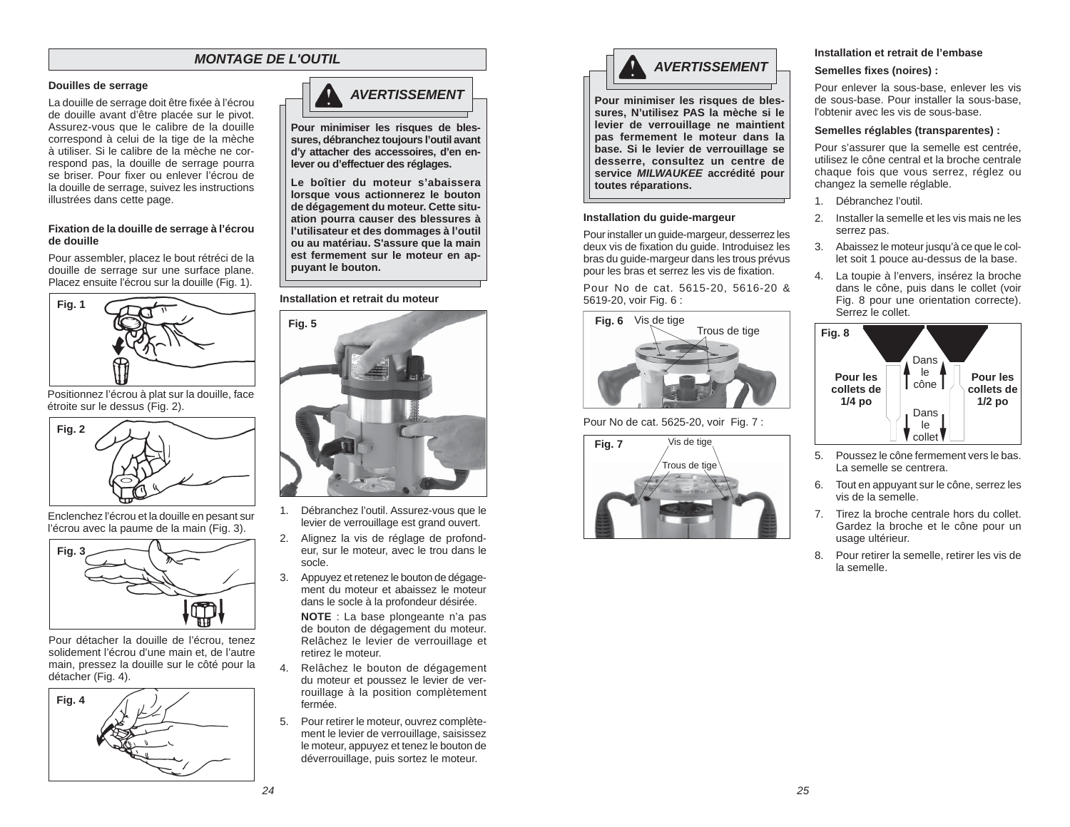## MONTAGE DE L'OUTIL

**Douilles de serrage**

La douille de serrage doit être fixée à l'écrou de douille avant d'être placée sur le pivot. Assurez-vous que le calibre de la douille correspond à celui de la tige de la mèche à utiliser. Si le calibre de la mèche ne correspond pas, la douille de serrage pourra se briser. Pour fixer ou enlever l'écrou de la douille de serrage, suivez les instructions illustrées dans cette page.

**Fixation de la douille de serrage à l'écrou de douille**

Pour assembler, placez le bout rétréci de la douille de serrage sur une surface plane. Placez ensuite l'écrou sur la douille (Fig. 1).

Fig. 1

Positionnez l'écrou à plat sur la douille, face étroite sur le dessus (Fig. 2).

Fig. 2

Enclenchez l'écrou et la douille en pesant sur l'écrou avec la paume de la main (Fig. 3).

Fig. 3

Pour détacher la douille de l'écrou, tenez solidement l'écrou d'une main et, de l'autre main, pressez la douille sur le côté pour la détacher (Fig. 4).

Fig. 4

### AVERTISSEMENT

**Pour minimiser les risques de blessures, débranchez toujours l'outil avant d'y attacher des accessoires, d'en enlever ou d'effectuer des réglages.**

**Le boîtier du moteur s'abaissera lorsque vous actionnerez le bouton de dégagement du moteur. Cette situation pourra causer des blessures à l'utilisateur et des dommages à l'outil ou au matériau. S'assure que la main est fermement sur le moteur en appuyant le bouton.**

**Installation et retrait du moteur**

Fig. 5

1. Débranchez l'outil. Assurez-vous que le levier de verrouillage est grand ouvert.
2. Alignez la vis de réglage de profondeur, sur le moteur, avec le trou dans le socle.
3. Appuyez et retenez le bouton de dégagement du moteur et abaissez le moteur dans le socle à la profondeur désirée.

   **NOTE** : La base plongeante n'a pas de bouton de dégagement du moteur. Relâchez le levier de verrouillage et retirez le moteur.
4. Relâchez le bouton de dégagement du moteur et poussez le levier de verrouillage à la position complètement fermée.
5. Pour retirer le moteur, ouvrez complètement le levier de verrouillage, saisissez le moteur, appuyez et tenez le bouton de déverrouillage, puis sortez le moteur.

### AVERTISSEMENT

**Pour minimiser les risques de blessures, N'utilisez PAS la mèche si le levier de verrouillage ne maintient pas fermement le moteur dans la base. Si le levier de verrouillage se desserre, consultez un centre de service *MILWAUKEE* accrédité pour toutes réparations.**

**Installation du guide-margeur**

Pour installer un guide-margeur, desserrez les deux vis de fixation du guide. Introduisez les bras du guide-margeur dans les trous prévus pour les bras et serrez les vis de fixation.

Pour No de cat. 5615-20, 5616-20 & 5619-20, voir Fig. 6 :

Fig. 6 Vis de tige
Trous de tige

Pour No de cat. 5625-20, voir Fig. 7 :

Fig. 7
Vis de tige
Trous de tige

**Installation et retrait de l'embase**

**Semelles fixes (noires) :**

Pour enlever la sous-base, enlever les vis de sous-base. Pour installer la sous-base, l'obtenir avec les vis de sous-base.

**Semelles réglables (transparentes) :**

Pour s'assurer que la semelle est centrée, utilisez le cône central et la broche centrale chaque fois que vous serrez, réglez ou changez la semelle réglable.

1. Débranchez l'outil.
2. Installer la semelle et les vis mais ne les serrez pas.
3. Abaissez le moteur jusqu'à ce que le collet soit 1 pouce au-dessus de la base.
4. La toupie à l'envers, insérez la broche dans le cône, puis dans le collet (voir Fig. 8 pour une orientation correcte). Serrez le collet.

Fig. 8
Pour les collets de 1/4 po
Dans le cône
Dans le collet
Pour les collets de 1/2 po

5. Poussez le cône fermement vers le bas. La semelle se centrera.
6. Tout en appuyant sur le cône, serrez les vis de la semelle.
7. Tirez la broche centrale hors du collet. Gardez la broche et le cône pour un usage ultérieur.
8. Pour retirer la semelle, retirer les vis de la semelle.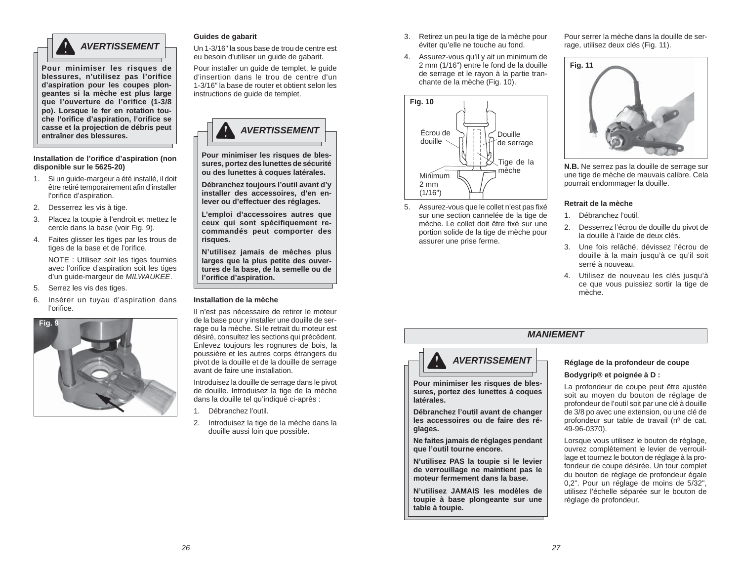## ⚠ AVERTISSEMENT

**Pour minimiser les risques de blessures, n'utilisez pas l'orifice d'aspiration pour les coupes plongeantes si la mèche est plus large que l'ouverture de l'orifice (1-3/8 po). Lorsque le fer en rotation touche l'orifice d'aspiration, l'orifice se casse et la projection de débris peut entraîner des blessures.**

**Installation de l'orifice d'aspiration (non disponible sur le 5625-20)**

1. Si un guide-margeur a été installé, il doit être retiré temporairement afin d'installer l'orifice d'aspiration.
2. Desserrez les vis à tige.
3. Placez la toupie à l'endroit et mettez le cercle dans la base (voir Fig. 9).
4. Faites glisser les tiges par les trous de tiges de la base et de l'orifice.

   NOTE : Utilisez soit les tiges fournies avec l'orifice d'aspiration soit les tiges d'un guide-margeur de *MILWAUKEE*.
5. Serrez les vis des tiges.
6. Insérer un tuyau d'aspiration dans l'orifice.

Fig. 9

**Guides de gabarit**

Un 1-3/16" la sous base de trou de centre est eu besoin d'utiliser un guide de gabarit.

Pour installer un guide de templet, le guide d'insertion dans le trou de centre d'un 1-3/16" la base de router et obtient selon les instructions de guide de templet.

## ⚠ AVERTISSEMENT

**Pour minimiser les risques de blessures, portez des lunettes de sécurité ou des lunettes à coques latérales.**

**Débranchez toujours l'outil avant d'y installer des accessoires, d'en enlever ou d'effectuer des réglages.**

**L'emploi d'accessoires autres que ceux qui sont spécifiquement recommandés peut comporter des risques.**

**N'utilisez jamais de mèches plus larges que la plus petite des ouvertures de la base, de la semelle ou de l'orifice d'aspiration.**

**Installation de la mèche**

Il n'est pas nécessaire de retirer le moteur de la base pour y installer une douille de serrage ou la mèche. Si le retrait du moteur est désiré, consultez les sections qui précèdent. Enlevez toujours les rognures de bois, la poussière et les autres corps étrangers du pivot de la douille et de la douille de serrage avant de faire une installation.

Introduisez la douille de serrage dans le pivot de douille. Introduisez la tige de la mèche dans la douille tel qu'indiqué ci-après :

1. Débranchez l'outil.
2. Introduisez la tige de la mèche dans la douille aussi loin que possible.
3. Retirez un peu la tige de la mèche pour éviter qu'elle ne touche au fond.
4. Assurez-vous qu'il y ait un minimum de 2 mm (1/16") entre le fond de la douille de serrage et le rayon à la partie tranchante de la mèche (Fig. 10).

Fig. 10

Écrou de douille

Douille de serrage

Tige de la mèche

Minimum 2 mm (1/16")

5. Assurez-vous que le collet n'est pas fixé sur une section cannelée de la tige de mèche. Le collet doit être fixé sur une portion solide de la tige de mèche pour assurer une prise ferme.

Pour serrer la mèche dans la douille de serrage, utilisez deux clés (Fig. 11).

Fig. 11

**N.B.** Ne serrez pas la douille de serrage sur une tige de mèche de mauvais calibre. Cela pourrait endommager la douille.

**Retrait de la mèche**

1. Débranchez l'outil.
2. Desserrez l'écrou de douille du pivot de la douille à l'aide de deux clés.
3. Une fois relâché, dévissez l'écrou de douille à la main jusqu'à ce qu'il soit serré à nouveau.
4. Utilisez de nouveau les clés jusqu'à ce que vous puissiez sortir la tige de mèche.

## *MANIEMENT*

## ⚠ AVERTISSEMENT

**Pour minimiser les risques de blessures, portez des lunettes à coques latérales.**

**Débranchez l'outil avant de changer les accessoires ou de faire des réglages.**

**Ne faites jamais de réglages pendant que l'outil tourne encore.**

**N'utilisez PAS la toupie si le levier de verrouillage ne maintient pas le moteur fermement dans la base.**

**N'utilisez JAMAIS les modèles de toupie à base plongeante sur une table à toupie.**

**Réglage de la profondeur de coupe**

**Bodygrip® et poignée à D :**

La profondeur de coupe peut être ajustée soit au moyen du bouton de réglage de profondeur de l'outil soit par une clé à douille de 3/8 po avec une extension, ou une clé de profondeur sur table de travail (nº de cat. 49-96-0370).

Lorsque vous utilisez le bouton de réglage, ouvrez complètement le levier de verrouillage et tournez le bouton de réglage à la profondeur de coupe désirée. Un tour complet du bouton de réglage de profondeur égale 0,2". Pour un réglage de moins de 5/32", utilisez l'échelle séparée sur le bouton de réglage de profondeur.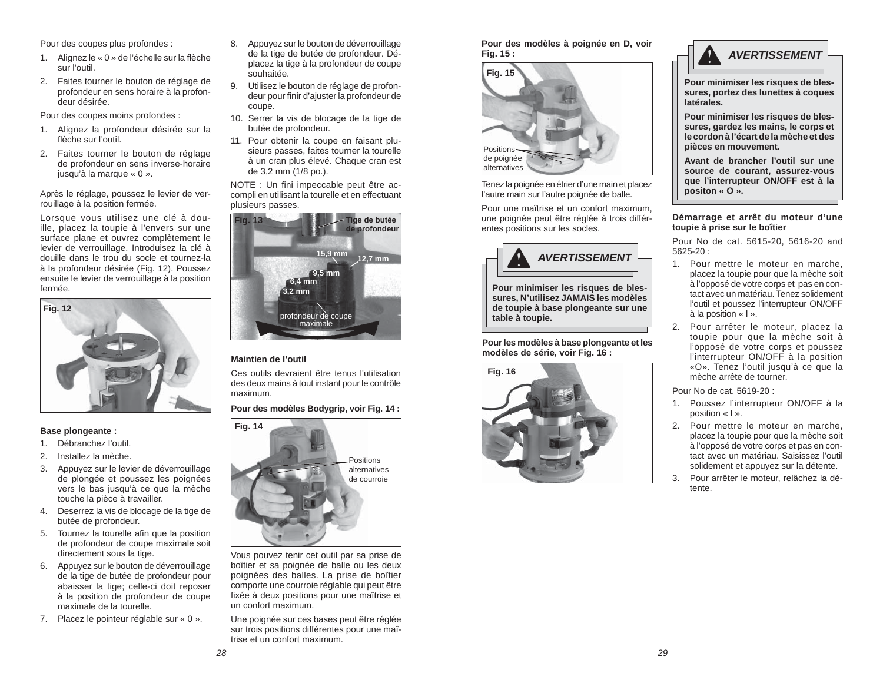Pour des coupes plus profondes :

1. Alignez le « 0 » de l'échelle sur la flèche sur l'outil.
2. Faites tourner le bouton de réglage de profondeur en sens horaire à la profondeur désirée.

Pour des coupes moins profondes :

1. Alignez la profondeur désirée sur la flèche sur l'outil.
2. Faites tourner le bouton de réglage de profondeur en sens inverse-horaire jusqu'à la marque « 0 ».

Après le réglage, poussez le levier de verrouillage à la position fermée.

Lorsque vous utilisez une clé à douille, placez la toupie à l'envers sur une surface plane et ouvrez complètement le levier de verrouillage. Introduisez la clé à douille dans le trou du socle et tournez-la à la profondeur désirée (Fig. 12). Poussez ensuite le levier de verrouillage à la position fermée.

Fig. 12

**Base plongeante :**

1. Débranchez l'outil.
2. Installez la mèche.
3. Appuyez sur le levier de déverrouillage de plongée et poussez les poignées vers le bas jusqu'à ce que la mèche touche la pièce à travailler.
4. Deserrez la vis de blocage de la tige de butée de profondeur.
5. Tournez la tourelle afin que la position de profondeur de coupe maximale soit directement sous la tige.
6. Appuyez sur le bouton de déverrouillage de la tige de butée de profondeur pour abaisser la tige; celle-ci doit reposer à la position de profondeur de coupe maximale de la tourelle.
7. Placez le pointeur réglable sur « 0 ».
8. Appuyez sur le bouton de déverrouillage de la tige de butée de profondeur. Déplacez la tige à la profondeur de coupe souhaitée.
9. Utilisez le bouton de réglage de profondeur pour finir d'ajuster la profondeur de coupe.
10. Serrer la vis de blocage de la tige de butée de profondeur.
11. Pour obtenir la coupe en faisant plusieurs passes, faites tourner la tourelle à un cran plus élevé. Chaque cran est de 3,2 mm (1/8 po.).

NOTE : Un fini impeccable peut être accompli en utilisant la tourelle et en effectuant plusieurs passes.

Fig. 13

Tige de butée de profondeur
15,9 mm
12,7 mm
9,5 mm
6,4 mm
3,2 mm
profondeur de coupe maximale

**Maintien de l'outil**

Ces outils devraient être tenus l'utilisation des deux mains à tout instant pour le contrôle maximum.

**Pour des modèles Bodygrip, voir Fig. 14 :**

Fig. 14

Positions alternatives de courroie

Vous pouvez tenir cet outil par sa prise de boîtier et sa poignée de balle ou les deux poignées des balles. La prise de boîtier comporte une courroie réglable qui peut être fixée à deux positions pour une maîtrise et un confort maximum.

Une poignée sur ces bases peut être réglée sur trois positions différentes pour une maîtrise et un confort maximum.

**Pour des modèles à poignée en D, voir Fig. 15 :**

Fig. 15

Positions de poignée alternatives

Tenez la poignée en étrier d'une main et placez l'autre main sur l'autre poignée de balle.

Pour une maîtrise et un confort maximum, une poignée peut être réglée à trois différentes positions sur les socles.

**AVERTISSEMENT**

**Pour minimiser les risques de blessures, N'utilisez JAMAIS les modèles de toupie à base plongeante sur une table à toupie.**

**Pour les modèles à base plongeante et les modèles de série, voir Fig. 16 :**

Fig. 16

**AVERTISSEMENT**

**Pour minimiser les risques de blessures, portez des lunettes à coques latérales.**

**Pour minimiser les risques de blessures, gardez les mains, le corps et le cordon à l'écart de la mèche et des pièces en mouvement.**

**Avant de brancher l'outil sur une source de courant, assurez-vous que l'interrupteur ON/OFF est à la positon « O ».**

**Démarrage et arrêt du moteur d'une toupie à prise sur le boîtier**

Pour No de cat. 5615-20, 5616-20 and 5625-20 :

1. Pour mettre le moteur en marche, placez la toupie pour que la mèche soit à l'opposé de votre corps et pas en contact avec un matériau. Tenez solidement l'outil et poussez l'interrupteur ON/OFF à la position « I ».
2. Pour arrêter le moteur, placez la toupie pour que la mèche soit à l'opposé de votre corps et poussez l'interrupteur ON/OFF à la position «O». Tenez l'outil jusqu'à ce que la mèche arrête de tourner.

Pour No de cat. 5619-20 :

1. Poussez l'interrupteur ON/OFF à la position « I ».
2. Pour mettre le moteur en marche, placez la toupie pour que la mèche soit à l'opposé de votre corps et pas en contact avec un matériau. Saisissez l'outil solidement et appuyez sur la détente.
3. Pour arrêter le moteur, relâchez la détente.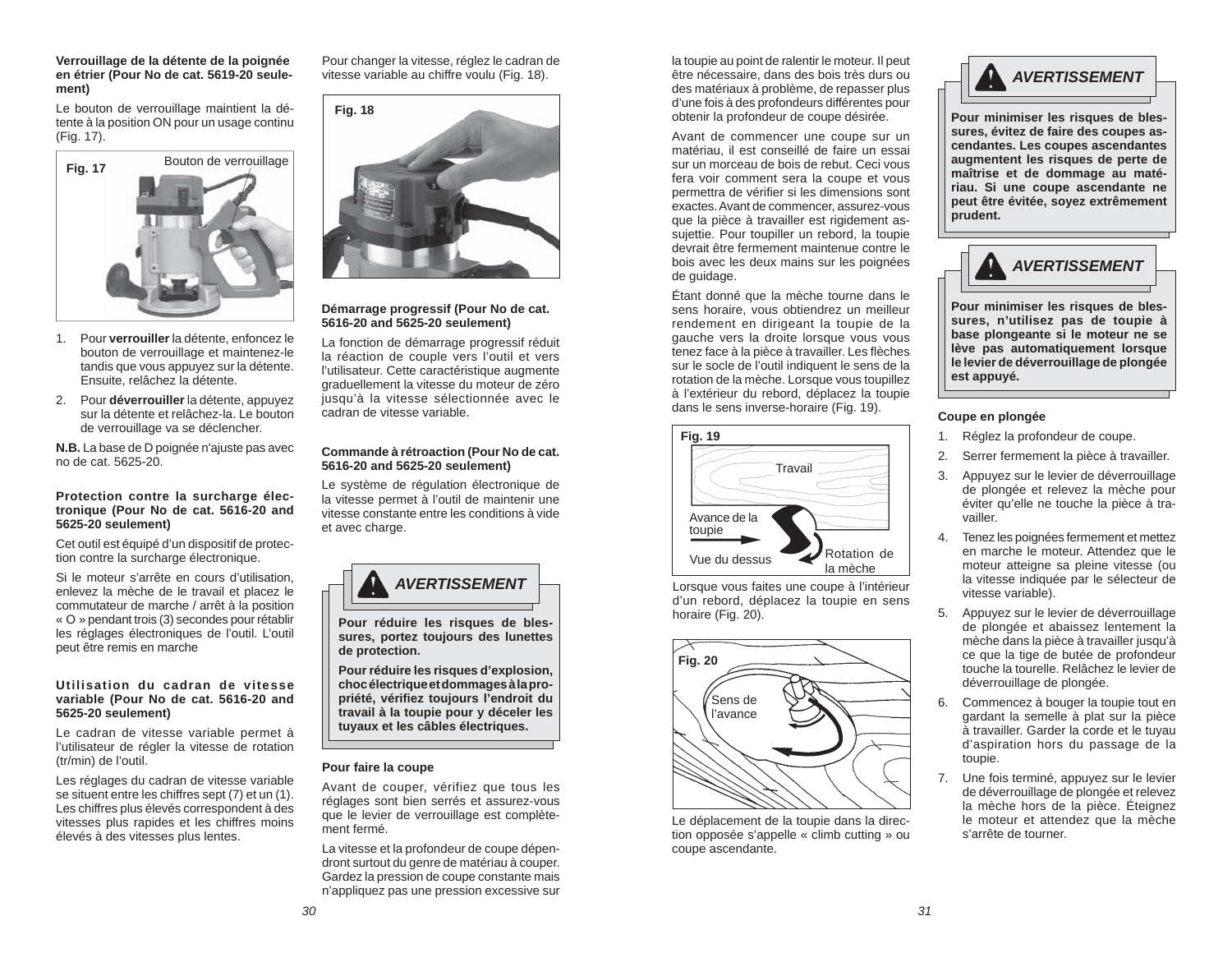**Verrouillage de la détente de la poignée en étrier (Pour No de cat. 5619-20 seulement)**

Le bouton de verrouillage maintient la détente à la position ON pour un usage continu (Fig. 17).

Fig. 17

Bouton de verrouillage

1. Pour **verrouiller** la détente, enfoncez le bouton de verrouillage et maintenez-le tandis que vous appuyez sur la détente. Ensuite, relâchez la détente.
2. Pour **déverrouiller** la détente, appuyez sur la détente et relâchez-la. Le bouton de verrouillage va se déclencher.

**N.B.** La base de D poignée n'ajuste pas avec no de cat. 5625-20.

**Protection contre la surcharge électronique (Pour No de cat. 5616-20 and 5625-20 seulement)**

Cet outil est équipé d'un dispositif de protection contre la surcharge électronique.

Si le moteur s'arrête en cours d'utilisation, enlevez la mèche de le travail et placez le commutateur de marche / arrêt à la position « O » pendant trois (3) secondes pour rétablir les réglages électroniques de l'outil. L'outil peut être remis en marche

**Utilisation du cadran de vitesse variable (Pour No de cat. 5616-20 and 5625-20 seulement)**

Le cadran de vitesse variable permet à l'utilisateur de régler la vitesse de rotation (tr/min) de l'outil.

Les réglages du cadran de vitesse variable se situent entre les chiffres sept (7) et un (1). Les chiffres plus élevés correspondent à des vitesses plus rapides et les chiffres moins élevés à des vitesses plus lentes.

Pour changer la vitesse, réglez le cadran de vitesse variable au chiffre voulu (Fig. 18).

Fig. 18

**Démarrage progressif (Pour No de cat. 5616-20 and 5625-20 seulement)**

La fonction de démarrage progressif réduit la réaction de couple vers l'outil et vers l'utilisateur. Cette caractéristique augmente graduellement la vitesse du moteur de zéro jusqu'à la vitesse sélectionnée avec le cadran de vitesse variable.

**Commande à rétroaction (Pour No de cat. 5616-20 and 5625-20 seulement)**

Le système de régulation électronique de la vitesse permet à l'outil de maintenir une vitesse constante entre les conditions à vide et avec charge.

**AVERTISSEMENT**

**Pour réduire les risques de blessures, portez toujours des lunettes de protection.**

**Pour réduire les risques d'explosion, choc électrique et dommages à la propriété, vérifiez toujours l'endroit du travail à la toupie pour y déceler les tuyaux et les câbles électriques.**

**Pour faire la coupe**

Avant de couper, vérifiez que tous les réglages sont bien serrés et assurez-vous que le levier de verrouillage est complètement fermé.

La vitesse et la profondeur de coupe dépendront surtout du genre de matériau à couper. Gardez la pression de coupe constante mais n'appliquez pas une pression excessive sur la toupie au point de ralentir le moteur. Il peut être nécessaire, dans des bois très durs ou des matériaux à problème, de repasser plus d'une fois à des profondeurs différentes pour obtenir la profondeur de coupe désirée.

Avant de commencer une coupe sur un matériau, il est conseillé de faire un essai sur un morceau de bois de rebut. Ceci vous fera voir comment sera la coupe et vous permettra de vérifier si les dimensions sont exactes. Avant de commencer, assurez-vous que la pièce à travailler est rigidement assujettie. Pour toupiller un rebord, la toupie devrait être fermement maintenue contre le bois avec les deux mains sur les poignées de guidage.

Étant donné que la mèche tourne dans le sens horaire, vous obtiendrez un meilleur rendement en dirigeant la toupie de la gauche vers la droite lorsque vous vous tenez face à la pièce à travailler. Les flèches sur le socle de l'outil indiquent le sens de la rotation de la mèche. Lorsque vous toupillez à l'extérieur du rebord, déplacez la toupie dans le sens inverse-horaire (Fig. 19).

Fig. 19

Travail

Avance de la toupie

Vue du dessus

Rotation de la mèche

Lorsque vous faites une coupe à l'intérieur d'un rebord, déplacez la toupie en sens horaire (Fig. 20).

Fig. 20

Sens de l'avance

Le déplacement de la toupie dans la direction opposée s'appelle « climb cutting » ou coupe ascendante.

**AVERTISSEMENT**

**Pour minimiser les risques de blessures, évitez de faire des coupes ascendantes. Les coupes ascendantes augmentent les risques de perte de maîtrise et de dommage au matériau. Si une coupe ascendante ne peut être évitée, soyez extrêmement prudent.**

**AVERTISSEMENT**

**Pour minimiser les risques de blessures, n'utilisez pas de toupie à base plongeante si le moteur ne se lève pas automatiquement lorsque le levier de déverrouillage de plongée est appuyé.**

**Coupe en plongée**

1. Réglez la profondeur de coupe.
2. Serrer fermement la pièce à travailler.
3. Appuyez sur le levier de déverrouillage de plongée et relevez la mèche pour éviter qu'elle ne touche la pièce à travailler.
4. Tenez les poignées fermement et mettez en marche le moteur. Attendez que le moteur atteigne sa pleine vitesse (ou la vitesse indiquée par le sélecteur de vitesse variable).
5. Appuyez sur le levier de déverrouillage de plongée et abaissez lentement la mèche dans la pièce à travailler jusqu'à ce que la tige de butée de profondeur touche la tourelle. Relâchez le levier de déverrouillage de plongée.
6. Commencez à bouger la toupie tout en gardant la semelle à plat sur la pièce à travailler. Garder la corde et le tuyau d'aspiration hors du passage de la toupie.
7. Une fois terminé, appuyez sur le levier de déverrouillage de plongée et relevez la mèche hors de la pièce. Éteignez le moteur et attendez que la mèche s'arrête de tourner.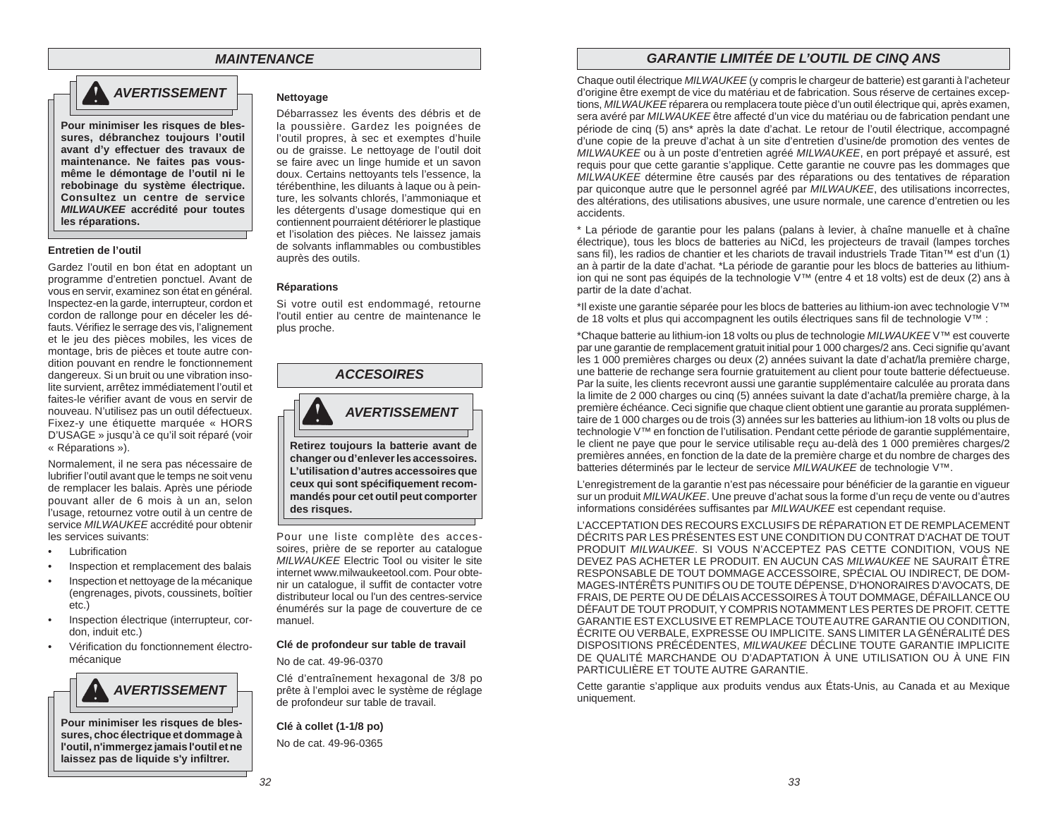## MAINTENANCE

### ⚠ AVERTISSEMENT

**Pour minimiser les risques de blessures, débranchez toujours l'outil avant d'y effectuer des travaux de maintenance. Ne faites pas vous-même le démontage de l'outil ni le rebobinage du système électrique. Consultez un centre de service *MILWAUKEE* accrédité pour toutes les réparations.**

**Entretien de l'outil**

Gardez l'outil en bon état en adoptant un programme d'entretien ponctuel. Avant de vous en servir, examinez son état en général. Inspectez-en la garde, interrupteur, cordon et cordon de rallonge pour en déceler les défauts. Vérifiez le serrage des vis, l'alignement et le jeu des pièces mobiles, les vices de montage, bris de pièces et toute autre condition pouvant en rendre le fonctionnement dangereux. Si un bruit ou une vibration insolite survient, arrêtez immédiatement l'outil et faites-le vérifier avant de vous en servir de nouveau. N'utilisez pas un outil défectueux. Fixez-y une étiquette marquée « HORS D'USAGE » jusqu'à ce qu'il soit réparé (voir « Réparations »).

Normalement, il ne sera pas nécessaire de lubrifier l'outil avant que le temps ne soit venu de remplacer les balais. Après une période pouvant aller de 6 mois à un an, selon l'usage, retournez votre outil à un centre de service *MILWAUKEE* accrédité pour obtenir les services suivants:

- Lubrification
- Inspection et remplacement des balais
- Inspection et nettoyage de la mécanique (engrenages, pivots, coussinets, boîtier etc.)
- Inspection électrique (interrupteur, cordon, induit etc.)
- Vérification du fonctionnement électromécanique

### ⚠ AVERTISSEMENT

**Pour minimiser les risques de blessures, choc électrique et dommage à l'outil, n'immergez jamais l'outil et ne laissez pas de liquide s'y infiltrer.**

**Nettoyage**

Débarrassez les évents des débris et de la poussière. Gardez les poignées de l'outil propres, à sec et exemptes d'huile ou de graisse. Le nettoyage de l'outil doit se faire avec un linge humide et un savon doux. Certains nettoyants tels l'essence, la térébenthine, les diluants à laque ou à peinture, les solvants chlorés, l'ammoniaque et les détergents d'usage domestique qui en contiennent pourraient détériorer le plastique et l'isolation des pièces. Ne laissez jamais de solvants inflammables ou combustibles auprès des outils.

**Réparations**

Si votre outil est endommagé, retourne l'outil entier au centre de maintenance le plus proche.

## ACCESOIRES

### ⚠ AVERTISSEMENT

**Retirez toujours la batterie avant de changer ou d'enlever les accessoires. L'utilisation d'autres accessoires que ceux qui sont spécifiquement recommandés pour cet outil peut comporter des risques.**

Pour une liste complète des accessoires, prière de se reporter au catalogue *MILWAUKEE* Electric Tool ou visiter le site internet www.milwaukeetool.com. Pour obtenir un catalogue, il suffit de contacter votre distributeur local ou l'un des centres-service énumérés sur la page de couverture de ce manuel.

**Clé de profondeur sur table de travail**

No de cat. 49-96-0370

Clé d'entraînement hexagonal de 3/8 po prête à l'emploi avec le système de réglage de profondeur sur table de travail.

**Clé à collet (1-1/8 po)**

No de cat. 49-96-0365

## GARANTIE LIMITÉE DE L'OUTIL DE CINQ ANS

Chaque outil électrique *MILWAUKEE* (y compris le chargeur de batterie) est garanti à l'acheteur d'origine être exempt de vice du matériau et de fabrication. Sous réserve de certaines exceptions, *MILWAUKEE* réparera ou remplacera toute pièce d'un outil électrique qui, après examen, sera avéré par *MILWAUKEE* être affecté d'un vice du matériau ou de fabrication pendant une période de cinq (5) ans* après la date d'achat. Le retour de l'outil électrique, accompagné d'une copie de la preuve d'achat à un site d'entretien d'usine/de promotion des ventes de *MILWAUKEE* ou à un poste d'entretien agréé *MILWAUKEE*, en port prépayé et assuré, est requis pour que cette garantie s'applique. Cette garantie ne couvre pas les dommages que *MILWAUKEE* détermine être causés par des réparations ou des tentatives de réparation par quiconque autre que le personnel agréé par *MILWAUKEE*, des utilisations incorrectes, des altérations, des utilisations abusives, une usure normale, une carence d'entretien ou les accidents.

\* La période de garantie pour les palans (palans à levier, à chaîne manuelle et à chaîne électrique), tous les blocs de batteries au NiCd, les projecteurs de travail (lampes torches sans fil), les radios de chantier et les chariots de travail industriels Trade Titan™ est d'un (1) an à partir de la date d'achat. *La période de garantie pour les blocs de batteries au lithium-ion qui ne sont pas équipés de la technologie V™ (entre 4 et 18 volts) est de deux (2) ans à partir de la date d'achat.

*Il existe une garantie séparée pour les blocs de batteries au lithium-ion avec technologie V™ de 18 volts et plus qui accompagnent les outils électriques sans fil de technologie V™ :

*Chaque batterie au lithium-ion 18 volts ou plus de technologie *MILWAUKEE* V™ est couverte par une garantie de remplacement gratuit initial pour 1 000 charges/2 ans. Ceci signifie qu'avant les 1 000 premières charges ou deux (2) années suivant la date d'achat/la première charge, une batterie de rechange sera fournie gratuitement au client pour toute batterie défectueuse. Par la suite, les clients recevront aussi une garantie supplémentaire calculée au prorata dans la limite de 2 000 charges ou cinq (5) années suivant la date d'achat/la première charge, à la première échéance. Ceci signifie que chaque client obtient une garantie au prorata supplémentaire de 1 000 charges ou de trois (3) années sur les batteries au lithium-ion 18 volts ou plus de technologie V™ en fonction de l'utilisation. Pendant cette période de garantie supplémentaire, le client ne paye que pour le service utilisable reçu au-delà des 1 000 premières charges/2 premières années, en fonction de la date de la première charge et du nombre de charges des batteries déterminés par le lecteur de service *MILWAUKEE* de technologie V™.

L'enregistrement de la garantie n'est pas nécessaire pour bénéficier de la garantie en vigueur sur un produit *MILWAUKEE*. Une preuve d'achat sous la forme d'un reçu de vente ou d'autres informations considérées suffisantes par *MILWAUKEE* est cependant requise.

L'ACCEPTATION DES RECOURS EXCLUSIFS DE RÉPARATION ET DE REMPLACEMENT DÉCRITS PAR LES PRÉSENTES EST UNE CONDITION DU CONTRAT D'ACHAT DE TOUT PRODUIT *MILWAUKEE*. SI VOUS N'ACCEPTEZ PAS CETTE CONDITION, VOUS NE DEVEZ PAS ACHETER LE PRODUIT. EN AUCUN CAS *MILWAUKEE* NE SAURAIT ÊTRE RESPONSABLE DE TOUT DOMMAGE ACCESSOIRE, SPÉCIAL OU INDIRECT, DE DOMMAGES-INTÉRÊTS PUNITIFS OU DE TOUTE DÉPENSE, D'HONORAIRES D'AVOCATS, DE FRAIS, DE PERTE OU DE DÉLAIS ACCESSOIRES À TOUT DOMMAGE, DÉFAILLANCE OU DÉFAUT DE TOUT PRODUIT, Y COMPRIS NOTAMMENT LES PERTES DE PROFIT. CETTE GARANTIE EST EXCLUSIVE ET REMPLACE TOUTE AUTRE GARANTIE OU CONDITION, ÉCRITE OU VERBALE, EXPRESSE OU IMPLICITE. SANS LIMITER LA GÉNÉRALITÉ DES DISPOSITIONS PRÉCÉDENTES, *MILWAUKEE* DÉCLINE TOUTE GARANTIE IMPLICITE DE QUALITÉ MARCHANDE OU D'ADAPTATION À UNE UTILISATION OU À UNE FIN PARTICULIÈRE ET TOUTE AUTRE GARANTIE.

Cette garantie s'applique aux produits vendus aux États-Unis, au Canada et au Mexique uniquement.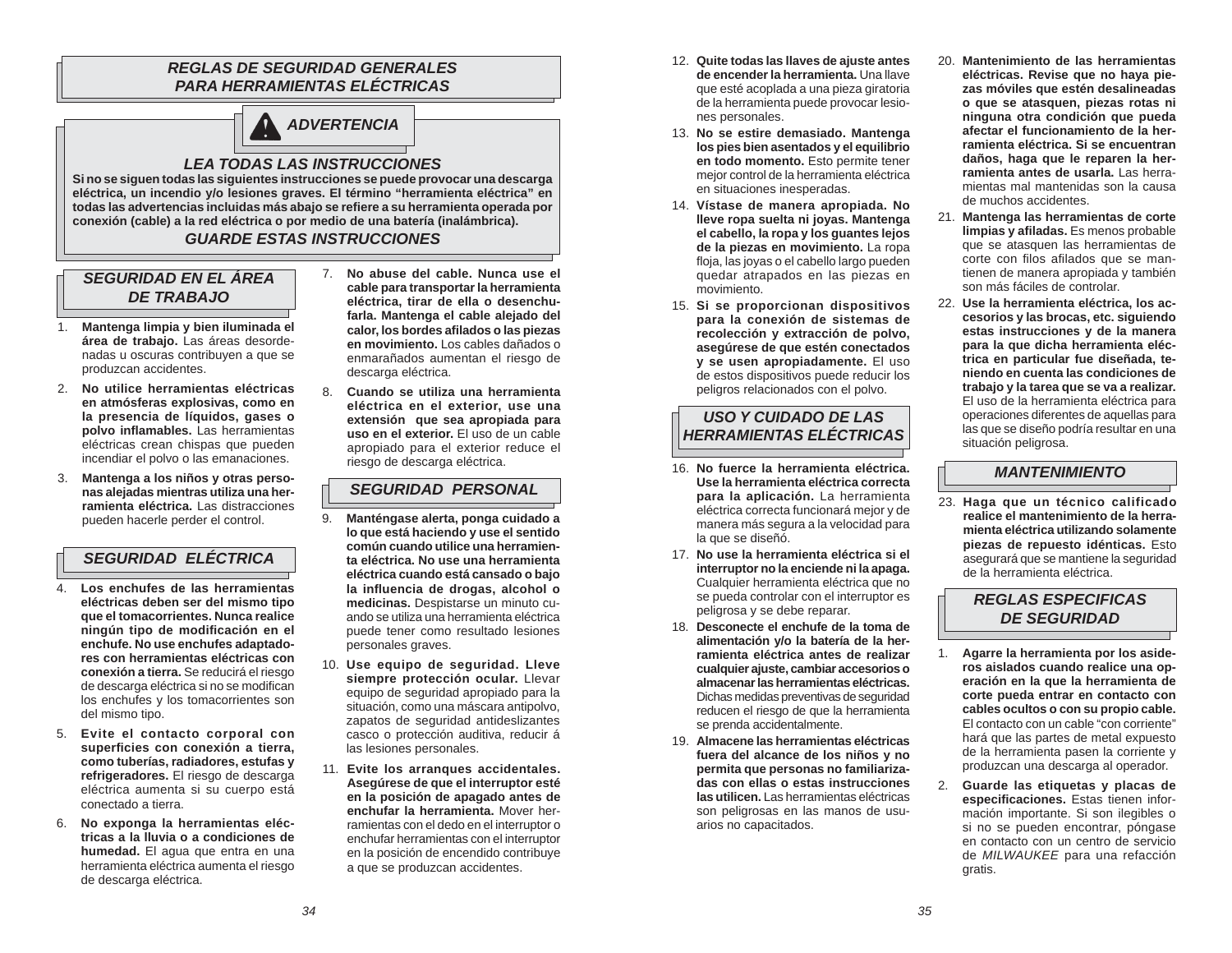## *REGLAS DE SEGURIDAD GENERALES PARA HERRAMIENTAS ELÉCTRICAS*

### *ADVERTENCIA*

### *LEA TODAS LAS INSTRUCCIONES*

**Si no se siguen todas las siguientes instrucciones se puede provocar una descarga eléctrica, un incendio y/o lesiones graves. El término "herramienta eléctrica" en todas las advertencias incluidas más abajo se refiere a su herramienta operada por conexión (cable) a la red eléctrica o por medio de una batería (inalámbrica).**

### *GUARDE ESTAS INSTRUCCIONES*

### *SEGURIDAD EN EL ÁREA DE TRABAJO*

1. **Mantenga limpia y bien iluminada el área de trabajo.** Las áreas desordenadas u oscuras contribuyen a que se produzcan accidentes.
2. **No utilice herramientas eléctricas en atmósferas explosivas, como en la presencia de líquidos, gases o polvo inflamables.** Las herramientas eléctricas crean chispas que pueden incendiar el polvo o las emanaciones.
3. **Mantenga a los niños y otras personas alejadas mientras utiliza una herramienta eléctrica.** Las distracciones pueden hacerle perder el control.

### *SEGURIDAD ELÉCTRICA*

4. **Los enchufes de las herramientas eléctricas deben ser del mismo tipo que el tomacorrientes. Nunca realice ningún tipo de modificación en el enchufe. No use enchufes adaptadores con herramientas eléctricas con conexión a tierra.** Se reducirá el riesgo de descarga eléctrica si no se modifican los enchufes y los tomacorrientes son del mismo tipo.
5. **Evite el contacto corporal con superficies con conexión a tierra, como tuberías, radiadores, estufas y refrigeradores.** El riesgo de descarga eléctrica aumenta si su cuerpo está conectado a tierra.
6. **No exponga la herramientas eléctricas a la lluvia o a condiciones de humedad.** El agua que entra en una herramienta eléctrica aumenta el riesgo de descarga eléctrica.
7. **No abuse del cable. Nunca use el cable para transportar la herramienta eléctrica, tirar de ella o desenchufarla. Mantenga el cable alejado del calor, los bordes afilados o las piezas en movimiento.** Los cables dañados o enmarañados aumentan el riesgo de descarga eléctrica.
8. **Cuando se utiliza una herramienta eléctrica en el exterior, use una extensión que sea apropiada para uso en el exterior.** El uso de un cable apropiado para el exterior reduce el riesgo de descarga eléctrica.

### *SEGURIDAD PERSONAL*

9. **Manténgase alerta, ponga cuidado a lo que está haciendo y use el sentido común cuando utilice una herramienta eléctrica. No use una herramienta eléctrica cuando está cansado o bajo la influencia de drogas, alcohol o medicinas.** Despistarse un minuto cuando se utiliza una herramienta eléctrica puede tener como resultado lesiones personales graves.
10. **Use equipo de seguridad. Lleve siempre protección ocular.** Llevar equipo de seguridad apropiado para la situación, como una máscara antipolvo, zapatos de seguridad antideslizantes casco o protección auditiva, reducir á las lesiones personales.
11. **Evite los arranques accidentales. Asegúrese de que el interruptor esté en la posición de apagado antes de enchufar la herramienta.** Mover herramientas con el dedo en el interruptor o enchufar herramientas con el interruptor en la posición de encendido contribuye a que se produzcan accidentes.
12. **Quite todas las llaves de ajuste antes de encender la herramienta.** Una llave que esté acoplada a una pieza giratoria de la herramienta puede provocar lesiones personales.
13. **No se estire demasiado. Mantenga los pies bien asentados y el equilibrio en todo momento.** Esto permite tener mejor control de la herramienta eléctrica en situaciones inesperadas.
14. **Vístase de manera apropiada. No lleve ropa suelta ni joyas. Mantenga el cabello, la ropa y los guantes lejos de la piezas en movimiento.** La ropa floja, las joyas o el cabello largo pueden quedar atrapados en las piezas en movimiento.
15. **Si se proporcionan dispositivos para la conexión de sistemas de recolección y extracción de polvo, asegúrese de que estén conectados y se usen apropiadamente.** El uso de estos dispositivos puede reducir los peligros relacionados con el polvo.

### *USO Y CUIDADO DE LAS HERRAMIENTAS ELÉCTRICAS*

16. **No fuerce la herramienta eléctrica. Use la herramienta eléctrica correcta para la aplicación.** La herramienta eléctrica correcta funcionará mejor y de manera más segura a la velocidad para la que se diseñó.
17. **No use la herramienta eléctrica si el interruptor no la enciende ni la apaga.** Cualquier herramienta eléctrica que no se pueda controlar con el interruptor es peligrosa y se debe reparar.
18. **Desconecte el enchufe de la toma de alimentación y/o la batería de la herramienta eléctrica antes de realizar cualquier ajuste, cambiar accesorios o almacenar las herramientas eléctricas.** Dichas medidas preventivas de seguridad reducen el riesgo de que la herramienta se prenda accidentalmente.
19. **Almacene las herramientas eléctricas fuera del alcance de los niños y no permita que personas no familiarizadas con ellas o estas instrucciones las utilicen.** Las herramientas eléctricas son peligrosas en las manos de usuarios no capacitados.
20. **Mantenimiento de las herramientas eléctricas. Revise que no haya piezas móviles que estén desalineadas o que se atasquen, piezas rotas ni ninguna otra condición que pueda afectar el funcionamiento de la herramienta eléctrica. Si se encuentran daños, haga que le reparen la herramienta antes de usarla.** Las herramientas mal mantenidas son la causa de muchos accidentes.
21. **Mantenga las herramientas de corte limpias y afiladas.** Es menos probable que se atasquen las herramientas de corte con filos afilados que se mantienen de manera apropiada y también son más fáciles de controlar.
22. **Use la herramienta eléctrica, los accesorios y las brocas, etc. siguiendo estas instrucciones y de la manera para la que dicha herramienta eléctrica en particular fue diseñada, teniendo en cuenta las condiciones de trabajo y la tarea que se va a realizar.** El uso de la herramienta eléctrica para operaciones diferentes de aquellas para las que se diseño podría resultar en una situación peligrosa.

### *MANTENIMIENTO*

23. **Haga que un técnico calificado realice el mantenimiento de la herramienta eléctrica utilizando solamente piezas de repuesto idénticas.** Esto asegurará que se mantiene la seguridad de la herramienta eléctrica.

### *REGLAS ESPECIFICAS DE SEGURIDAD*

1. **Agarre la herramienta por los asideros aislados cuando realice una operación en la que la herramienta de corte pueda entrar en contacto con cables ocultos o con su propio cable.** El contacto con un cable "con corriente" hará que las partes de metal expuesto de la herramienta pasen la corriente y produzcan una descarga al operador.
2. **Guarde las etiquetas y placas de especificaciones.** Estas tienen información importante. Si son ilegibles o si no se pueden encontrar, póngase en contacto con un centro de servicio de *MILWAUKEE* para una refacción gratis.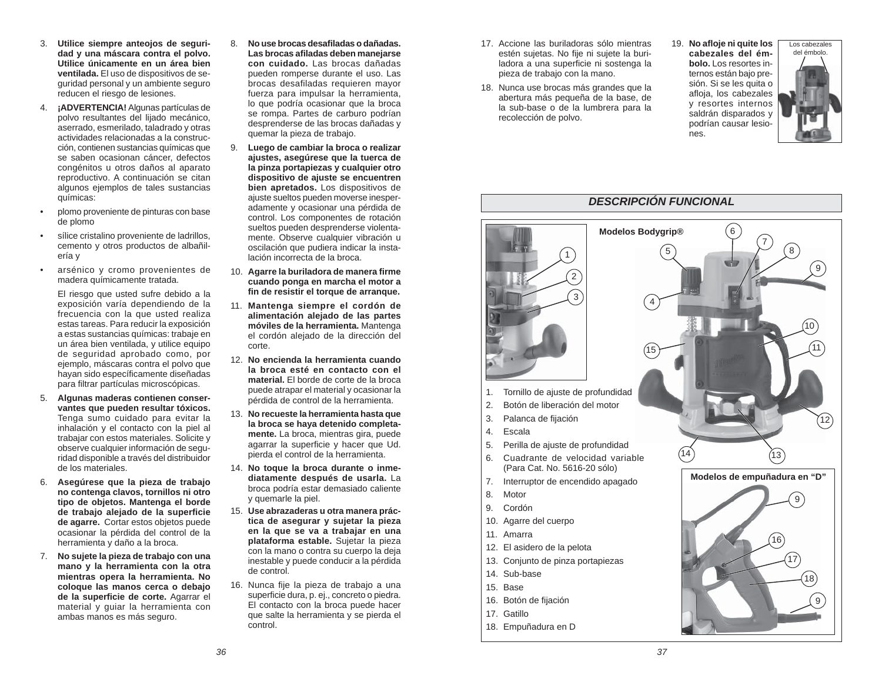3. **Utilice siempre anteojos de seguridad y una máscara contra el polvo. Utilice únicamente en un área bien ventilada.** El uso de dispositivos de seguridad personal y un ambiente seguro reducen el riesgo de lesiones.

4. **¡ADVERTENCIA!** Algunas partículas de polvo resultantes del lijado mecánico, aserrado, esmerilado, taladrado y otras actividades relacionadas a la construcción, contienen sustancias químicas que se saben ocasionan cáncer, defectos congénitos u otros daños al aparato reproductivo. A continuación se citan algunos ejemplos de tales sustancias químicas:

- plomo proveniente de pinturas con base de plomo
- sílice cristalino proveniente de ladrillos, cemento y otros productos de albañilería y
- arsénico y cromo provenientes de madera químicamente tratada.

   El riesgo que usted sufre debido a la exposición varía dependiendo de la frecuencia con la que usted realiza estas tareas. Para reducir la exposición a estas sustancias químicas: trabaje en un área bien ventilada, y utilice equipo de seguridad aprobado como, por ejemplo, máscaras contra el polvo que hayan sido específicamente diseñadas para filtrar partículas microscópicas.

5. **Algunas maderas contienen conservantes que pueden resultar tóxicos.** Tenga sumo cuidado para evitar la inhalación y el contacto con la piel al trabajar con estos materiales. Solicite y observe cualquier información de seguridad disponible a través del distribuidor de los materiales.

6. **Asegúrese que la pieza de trabajo no contenga clavos, tornillos ni otro tipo de objetos. Mantenga el borde de trabajo alejado de la superficie de agarre.** Cortar estos objetos puede ocasionar la pérdida del control de la herramienta y daño a la broca.

7. **No sujete la pieza de trabajo con una mano y la herramienta con la otra mientras opera la herramienta. No coloque las manos cerca o debajo de la superficie de corte.** Agarrar el material y guiar la herramienta con ambas manos es más seguro.

8. **No use brocas desafiladas o dañadas. Las brocas afiladas deben manejarse con cuidado.** Las brocas dañadas pueden romperse durante el uso. Las brocas desafiladas requieren mayor fuerza para impulsar la herramienta, lo que podría ocasionar que la broca se rompa. Partes de carburo podrían desprenderse de las brocas dañadas y quemar la pieza de trabajo.

9. **Luego de cambiar la broca o realizar ajustes, asegúrese que la tuerca de la pinza portapiezas y cualquier otro dispositivo de ajuste se encuentren bien apretados.** Los dispositivos de ajuste sueltos pueden moverse inesperadamente y ocasionar una pérdida de control. Los componentes de rotación sueltos pueden desprenderse violentamente. Observe cualquier vibración u oscilación que pudiera indicar la instalación incorrecta de la broca.

10. **Agarre la buriladora de manera firme cuando ponga en marcha el motor a fin de resistir el torque de arranque.**

11. **Mantenga siempre el cordón de alimentación alejado de las partes móviles de la herramienta.** Mantenga el cordón alejado de la dirección del corte.

12. **No encienda la herramienta cuando la broca esté en contacto con el material.** El borde de corte de la broca puede atrapar el material y ocasionar la pérdida de control de la herramienta.

13. **No recueste la herramienta hasta que la broca se haya detenido completamente.** La broca, mientras gira, puede agarrar la superficie y hacer que Ud. pierda el control de la herramienta.

14. **No toque la broca durante o inmediatamente después de usarla.** La broca podría estar demasiado caliente y quemarle la piel.

15. **Use abrazaderas u otra manera práctica de asegurar y sujetar la pieza en la que se va a trabajar en una plataforma estable.** Sujetar la pieza con la mano o contra su cuerpo la deja inestable y puede conducir a la pérdida de control.

16. Nunca fije la pieza de trabajo a una superficie dura, p. ej., concreto o piedra. El contacto con la broca puede hacer que salte la herramienta y se pierda el control.

17. Accione las buriladoras sólo mientras estén sujetas. No fije ni sujete la buriladora a una superficie ni sostenga la pieza de trabajo con la mano.

18. Nunca use brocas más grandes que la abertura más pequeña de la base, de la sub-base o de la lumbrera para la recolección de polvo.

19. **No afloje ni quite los cabezales del émbolo.** Los resortes internos están bajo presión. Si se les quita o afloja, los cabezales y resortes internos saldrán disparados y podrían causar lesiones.

Los cabezales del émbolo.

## DESCRIPCIÓN FUNCIONAL

**Modelos Bodygrip®**

1. Tornillo de ajuste de profundidad
2. Botón de liberación del motor
3. Palanca de fijación
4. Escala
5. Perilla de ajuste de profundidad
6. Cuadrante de velocidad variable (Para Cat. No. 5616-20 sólo)
7. Interruptor de encendido apagado
8. Motor
9. Cordón
10. Agarre del cuerpo
11. Amarra
12. El asidero de la pelota
13. Conjunto de pinza portapiezas
14. Sub-base
15. Base
16. Botón de fijación
17. Gatillo
18. Empuñadura en D

**Modelos de empuñadura en “D”**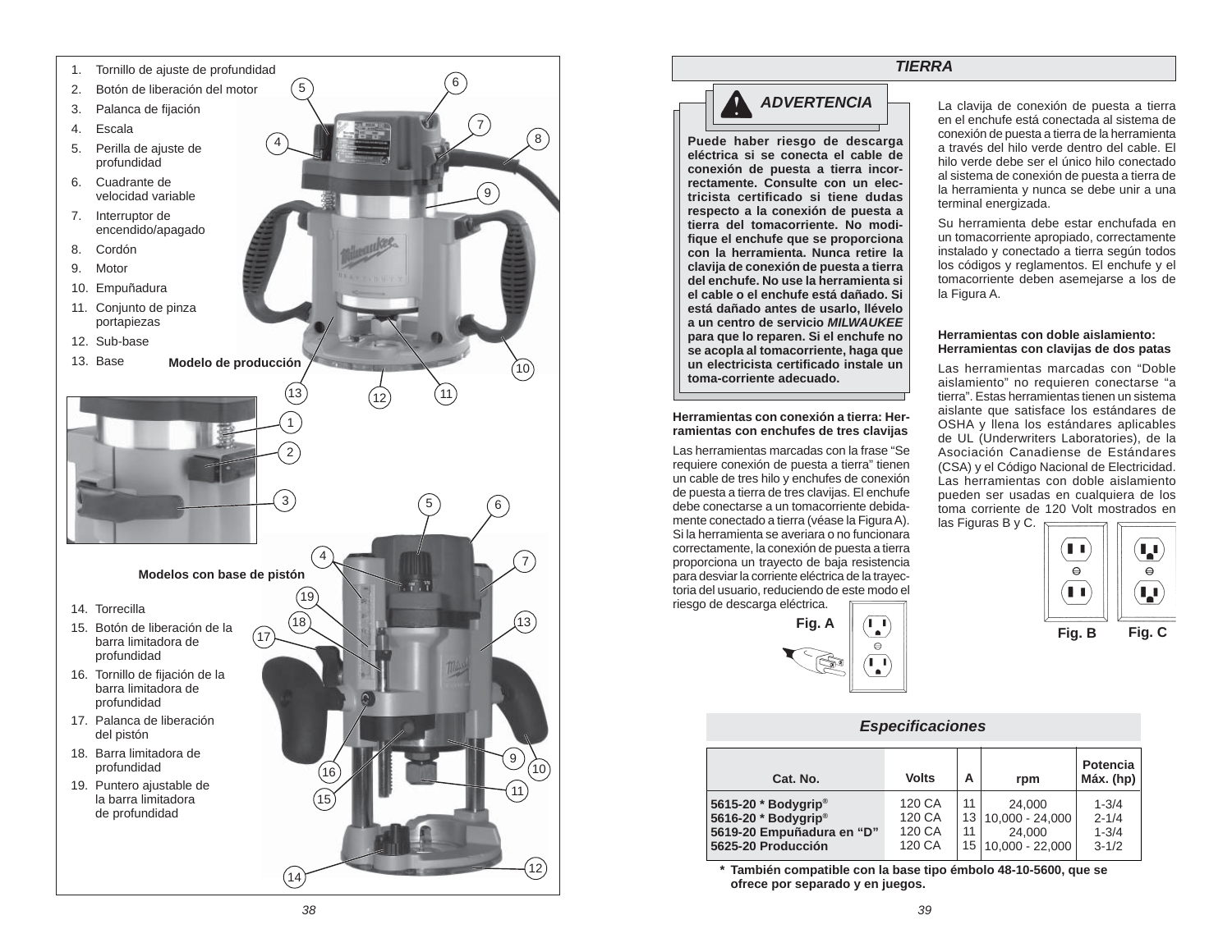1. Tornillo de ajuste de profundidad
2. Botón de liberación del motor
3. Palanca de fijación
4. Escala
5. Perilla de ajuste de profundidad
6. Cuadrante de velocidad variable
7. Interruptor de encendido/apagado
8. Cordón
9. Motor
10. Empuñadura
11. Conjunto de pinza portapiezas
12. Sub-base
13. Base

**Modelo de producción**

**Modelos con base de pistón**

14. Torrecilla
15. Botón de liberación de la barra limitadora de profundidad
16. Tornillo de fijación de la barra limitadora de profundidad
17. Palanca de liberación del pistón
18. Barra limitadora de profundidad
19. Puntero ajustable de la barra limitadora de profundidad

## TIERRA

### ADVERTENCIA

**Puede haber riesgo de descarga eléctrica si se conecta el cable de conexión de puesta a tierra incorrectamente. Consulte con un electricista certificado si tiene dudas respecto a la conexión de puesta a tierra del tomacorriente. No modifique el enchufe que se proporciona con la herramienta. Nunca retire la clavija de conexión de puesta a tierra del enchufe. No use la herramienta si el cable o el enchufe está dañado. Si está dañado antes de usarlo, llévelo a un centro de servicio *MILWAUKEE* para que lo reparen. Si el enchufe no se acopla al tomacorriente, haga que un electricista certificado instale un toma-corriente adecuado.**

**Herramientas con conexión a tierra: Herramientas con enchufes de tres clavijas**

Las herramientas marcadas con la frase "Se requiere conexión de puesta a tierra" tienen un cable de tres hilo y enchufes de conexión de puesta a tierra de tres clavijas. El enchufe debe conectarse a un tomacorriente debidamente conectado a tierra (véase la Figura A). Si la herramienta se averiara o no funcionara correctamente, la conexión de puesta a tierra proporciona un trayecto de baja resistencia para desviar la corriente eléctrica de la trayectoria del usuario, reduciendo de este modo el riesgo de descarga eléctrica.

**Fig. A**

La clavija de conexión de puesta a tierra en el enchufe está conectada al sistema de conexión de puesta a tierra de la herramienta a través del hilo verde dentro del cable. El hilo verde debe ser el único hilo conectado al sistema de conexión de puesta a tierra de la herramienta y nunca se debe unir a una terminal energizada.

Su herramienta debe estar enchufada en un tomacorriente apropiado, correctamente instalado y conectado a tierra según todos los códigos y reglamentos. El enchufe y el tomacorriente deben asemejarse a los de la Figura A.

**Herramientas con doble aislamiento: Herramientas con clavijas de dos patas**

Las herramientas marcadas con "Doble aislamiento" no requieren conectarse "a tierra". Estas herramientas tienen un sistema aislante que satisface los estándares de OSHA y llena los estándares aplicables de UL (Underwriters Laboratories), de la Asociación Canadiense de Estándares (CSA) y el Código Nacional de Electricidad. Las herramientas con doble aislamiento pueden ser usadas en cualquiera de los toma corriente de 120 Volt mostrados en las Figuras B y C.

**Fig. B** **Fig. C**

## Especificaciones

| Cat. No. | Volts | A | rpm | Potencia Máx. (hp) |
|---|---|---|---|---|
| **5615-20 * Bodygrip®** | 120 CA | 11 | 24,000 | 1-3/4 |
| **5616-20 * Bodygrip®** | 120 CA | 13 | 10,000 - 24,000 | 2-1/4 |
| **5619-20 Empuñadura en "D"** | 120 CA | 11 | 24,000 | 1-3/4 |
| **5625-20 Producción** | 120 CA | 15 | 10,000 - 22,000 | 3-1/2 |

**\* También compatible con la base tipo émbolo 48-10-5600, que se ofrece por separado y en juegos.**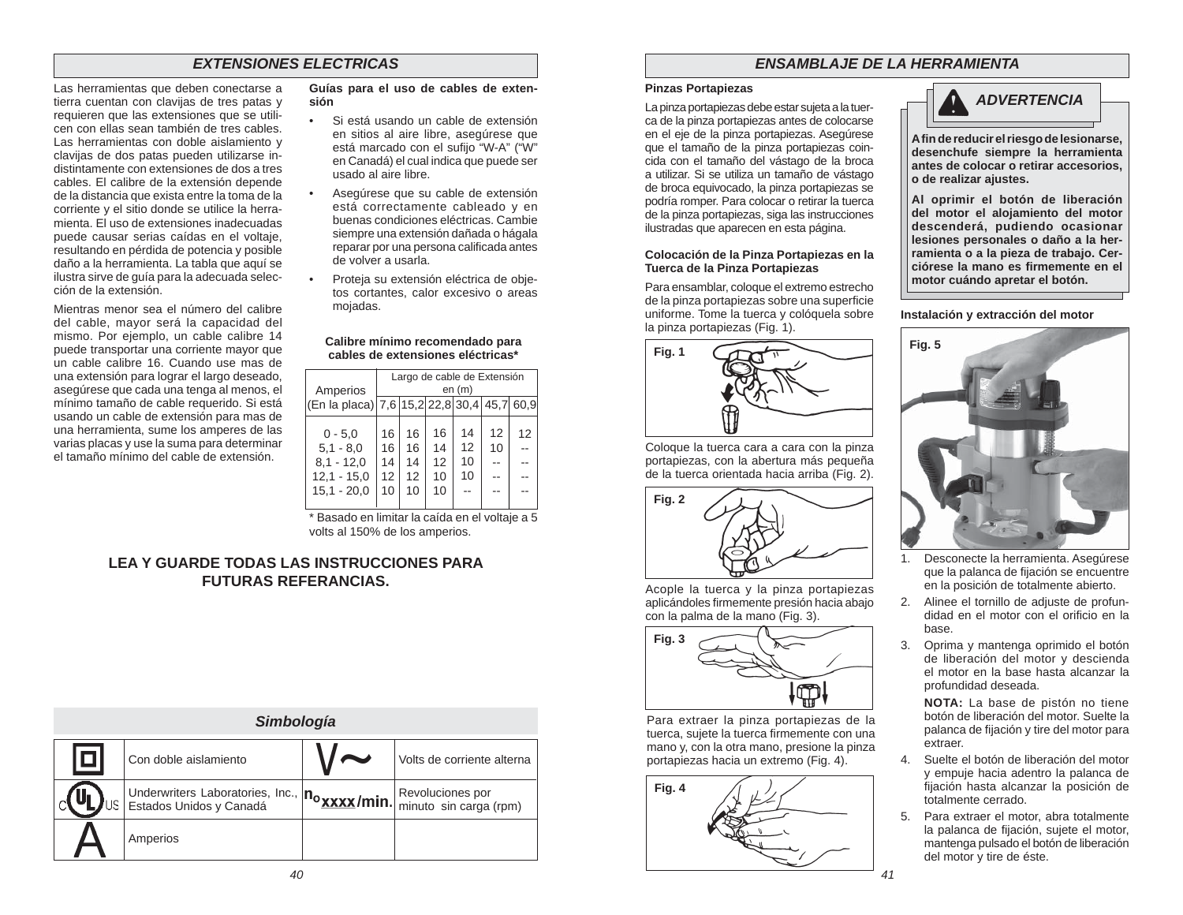## EXTENSIONES ELECTRICAS

Las herramientas que deben conectarse a tierra cuentan con clavijas de tres patas y requieren que las extensiones que se utilicen con ellas sean también de tres cables. Las herramientas con doble aislamiento y clavijas de dos patas pueden utilizarse indistintamente con extensiones de dos a tres cables. El calibre de la extensión depende de la distancia que exista entre la toma de la corriente y el sitio donde se utilice la herramienta. El uso de extensiones inadecuadas puede causar serias caídas en el voltaje, resultando en pérdida de potencia y posible daño a la herramienta. La tabla que aquí se ilustra sirve de guía para la adecuada selección de la extensión.

Mientras menor sea el número del calibre del cable, mayor será la capacidad del mismo. Por ejemplo, un cable calibre 14 puede transportar una corriente mayor que un cable calibre 16. Cuando use mas de una extensión para lograr el largo deseado, asegúrese que cada una tenga al menos, el mínimo tamaño de cable requerido. Si está usando un cable de extensión para mas de una herramienta, sume los amperes de las varias placas y use la suma para determinar el tamaño mínimo del cable de extensión.

**Guías para el uso de cables de extensión**

- Si está usando un cable de extensión en sitios al aire libre, asegúrese que está marcado con el sufijo "W-A" ("W" en Canadá) el cual indica que puede ser usado al aire libre.
- Asegúrese que su cable de extensión está correctamente cableado y en buenas condiciones eléctricas. Cambie siempre una extensión dañada o hágala reparar por una persona calificada antes de volver a usarla.
- Proteja su extensión eléctrica de objetos cortantes, calor excesivo o areas mojadas.

**Calibre mínimo recomendado para cables de extensiones eléctricas\***

| Amperios | Largo de cable de Extensión en (m) | | | | | |
|---|---|---|---|---|---|---|
| (En la placa) | 7,6 | 15,2 | 22,8 | 30,4 | 45,7 | 60,9 |
| 0 - 5,0 | 16 | 16 | 16 | 14 | 12 | 12 |
| 5,1 - 8,0 | 16 | 16 | 14 | 12 | 10 | -- |
| 8,1 - 12,0 | 14 | 14 | 12 | 10 | -- | -- |
| 12,1 - 15,0 | 12 | 12 | 10 | 10 | -- | -- |
| 15,1 - 20,0 | 10 | 10 | 10 | -- | -- | -- |

\* Basado en limitar la caída en el voltaje a 5 volts al 150% de los amperios.

**LEA Y GUARDE TODAS LAS INSTRUCCIONES PARA FUTURAS REFERANCIAS.**

## Simbología

| | | | |
|---|---|---|---|
| ⧈ | Con doble aislamiento | V~ | Volts de corriente alterna |
| C UL US | Underwriters Laboratories, Inc., Estados Unidos y Canadá | $n_o$ xxxx/min. | Revoluciones por minuto sin carga (rpm) |
| A | Amperios | | |

## ENSAMBLAJE DE LA HERRAMIENTA

**Pinzas Portapiezas**

La pinza portapiezas debe estar sujeta a la tuerca de la pinza portapiezas antes de colocarse en el eje de la pinza portapiezas. Asegúrese que el tamaño de la pinza portapiezas coincida con el tamaño del vástago de la broca a utilizar. Si se utiliza un tamaño de vástago de broca equivocado, la pinza portapiezas se podría romper. Para colocar o retirar la tuerca de la pinza portapiezas, siga las instrucciones ilustradas que aparecen en esta página.

**Colocación de la Pinza Portapiezas en la Tuerca de la Pinza Portapiezas**

Para ensamblar, coloque el extremo estrecho de la pinza portapiezas sobre una superficie uniforme. Tome la tuerca y colóquela sobre la pinza portapiezas (Fig. 1).

Fig. 1

Coloque la tuerca cara a cara con la pinza portapiezas, con la abertura más pequeña de la tuerca orientada hacia arriba (Fig. 2).

Fig. 2

Acople la tuerca y la pinza portapiezas aplicándoles firmemente presión hacia abajo con la palma de la mano (Fig. 3).

Fig. 3

Para extraer la pinza portapiezas de la tuerca, sujete la tuerca firmemente con una mano y, con la otra mano, presione la pinza portapiezas hacia un extremo (Fig. 4).

Fig. 4

**ADVERTENCIA**

**A fin de reducir el riesgo de lesionarse, desenchufe siempre la herramienta antes de colocar o retirar accesorios, o de realizar ajustes.**

**Al oprimir el botón de liberación del motor el alojamiento del motor descenderá, pudiendo ocasionar lesiones personales o daño a la herramienta o a la pieza de trabajo. Cerciórese la mano es firmemente en el motor cuándo apretar el botón.**

**Instalación y extracción del motor**

Fig. 5

1. Desconecte la herramienta. Asegúrese que la palanca de fijación se encuentre en la posición de totalmente abierto.
2. Alinee el tornillo de adjuste de profundidad en el motor con el orificio en la base.
3. Oprima y mantenga oprimido el botón de liberación del motor y descienda el motor en la base hasta alcanzar la profundidad deseada.

   **NOTA:** La base de pistón no tiene botón de liberación del motor. Suelte la palanca de fijación y tire del motor para extraer.
4. Suelte el botón de liberación del motor y empuje hacia adentro la palanca de fijación hasta alcanzar la posición de totalmente cerrado.
5. Para extraer el motor, abra totalmente la palanca de fijación, sujete el motor, mantenga pulsado el botón de liberación del motor y tire de éste.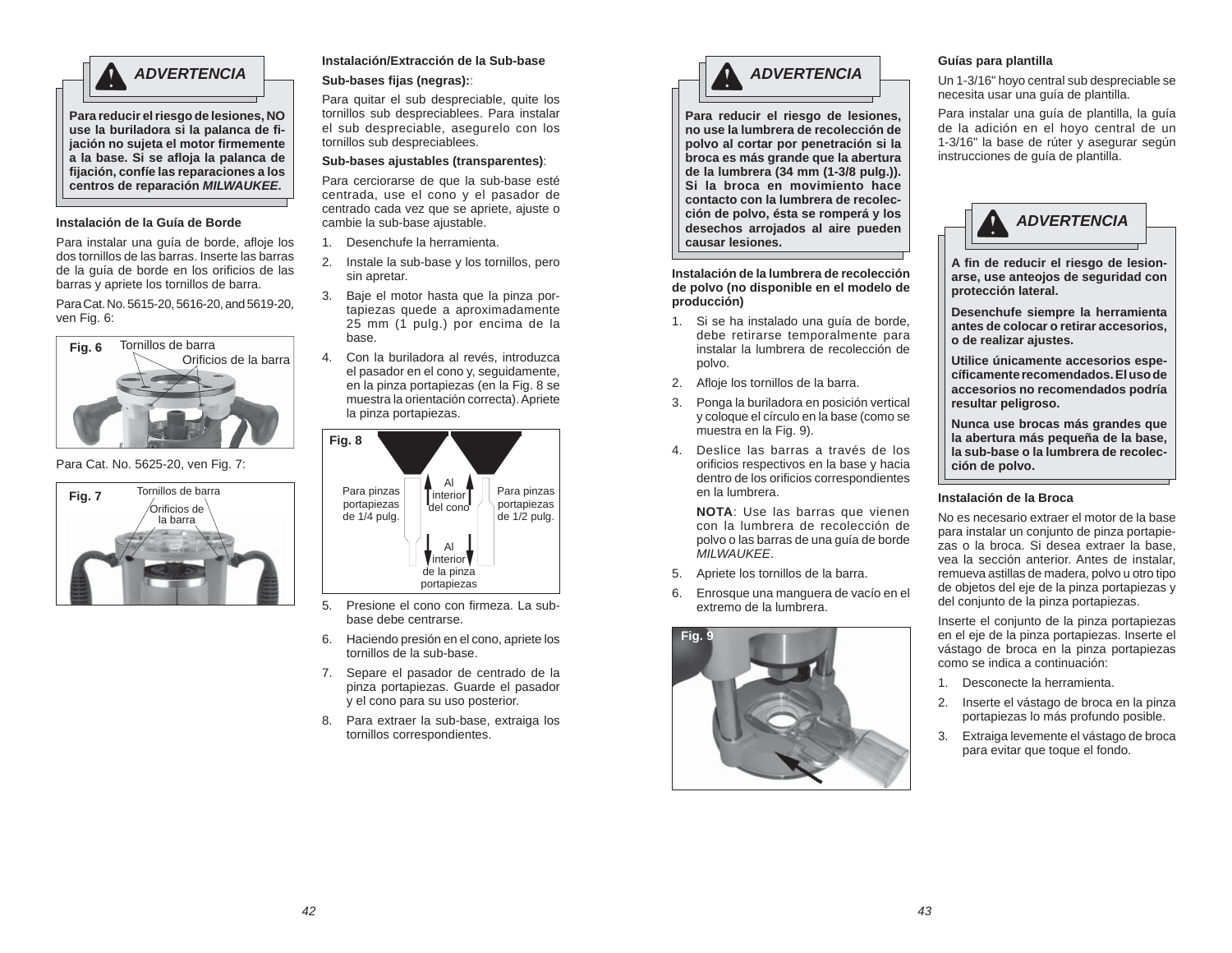**ADVERTENCIA**

**Para reducir el riesgo de lesiones, NO use la buriladora si la palanca de fijación no sujeta el motor firmemente a la base. Si se afloja la palanca de fijación, confíe las reparaciones a los centros de reparación *MILWAUKEE*.**

### Instalación de la Guía de Borde

Para instalar una guía de borde, afloje los dos tornillos de las barras. Inserte las barras de la guía de borde en los orificios de las barras y apriete los tornillos de barra.

Para Cat. No. 5615-20, 5616-20, and 5619-20, ven Fig. 6:

Fig. 6
Tornillos de barra
Orificios de la barra

Para Cat. No. 5625-20, ven Fig. 7:

Fig. 7
Tornillos de barra
Orificios de la barra

### Instalación/Extracción de la Sub-base

**Sub-bases fijas (negras):**:

Para quitar el sub despreciable, quite los tornillos sub despreciablees. Para instalar el sub despreciable, asegurelo con los tornillos sub despreciablees.

**Sub-bases ajustables (transparentes)**:

Para cerciorarse de que la sub-base esté centrada, use el cono y el pasador de centrado cada vez que se apriete, ajuste o cambie la sub-base ajustable.

1. Desenchufe la herramienta.
2. Instale la sub-base y los tornillos, pero sin apretar.
3. Baje el motor hasta que la pinza portapiezas quede a aproximadamente 25 mm (1 pulg.) por encima de la base.
4. Con la buriladora al revés, introduzca el pasador en el cono y, seguidamente, en la pinza portapiezas (en la Fig. 8 se muestra la orientación correcta). Apriete la pinza portapiezas.

Fig. 8
Para pinzas portapiezas de 1/4 pulg.
Al interior del cono
Para pinzas portapiezas de 1/2 pulg.
Al interior de la pinza portapiezas

5. Presione el cono con firmeza. La sub-base debe centrarse.
6. Haciendo presión en el cono, apriete los tornillos de la sub-base.
7. Separe el pasador de centrado de la pinza portapiezas. Guarde el pasador y el cono para su uso posterior.
8. Para extraer la sub-base, extraiga los tornillos correspondientes.

**ADVERTENCIA**

**Para reducir el riesgo de lesiones, no use la lumbrera de recolección de polvo al cortar por penetración si la broca es más grande que la abertura de la lumbrera (34 mm (1-3/8 pulg.)). Si la broca en movimiento hace contacto con la lumbrera de recolección de polvo, ésta se romperá y los desechos arrojados al aire pueden causar lesiones.**

### Instalación de la lumbrera de recolección de polvo (no disponible en el modelo de producción)

1. Si se ha instalado una guía de borde, debe retirarse temporalmente para instalar la lumbrera de recolección de polvo.
2. Afloje los tornillos de la barra.
3. Ponga la buriladora en posición vertical y coloque el círculo en la base (como se muestra en la Fig. 9).
4. Deslice las barras a través de los orificios respectivos en la base y hacia dentro de los orificios correspondientes en la lumbrera.

   **NOTA**: Use las barras que vienen con la lumbrera de recolección de polvo o las barras de una guía de borde *MILWAUKEE*.
5. Apriete los tornillos de la barra.
6. Enrosque una manguera de vacío en el extremo de la lumbrera.

Fig. 9

### Guías para plantilla

Un 1-3/16" hoyo central sub despreciable se necesita usar una guía de plantilla.

Para instalar una guía de plantilla, la guía de la adición en el hoyo central de un 1-3/16" la base de rúter y asegurar según instrucciones de guía de plantilla.

**ADVERTENCIA**

**A fin de reducir el riesgo de lesionarse, use anteojos de seguridad con protección lateral.**

**Desenchufe siempre la herramienta antes de colocar o retirar accesorios, o de realizar ajustes.**

**Utilice únicamente accesorios específicamente recomendados. El uso de accesorios no recomendados podría resultar peligroso.**

**Nunca use brocas más grandes que la abertura más pequeña de la base, la sub-base o la lumbrera de recolección de polvo.**

### Instalación de la Broca

No es necesario extraer el motor de la base para instalar un conjunto de pinza portapiezas o la broca. Si desea extraer la base, vea la sección anterior. Antes de instalar, remueva astillas de madera, polvo u otro tipo de objetos del eje de la pinza portapiezas y del conjunto de la pinza portapiezas.

Inserte el conjunto de la pinza portapiezas en el eje de la pinza portapiezas. Inserte el vástago de broca en la pinza portapiezas como se indica a continuación:

1. Desconecte la herramienta.
2. Inserte el vástago de broca en la pinza portapiezas lo más profundo posible.
3. Extraiga levemente el vástago de broca para evitar que toque el fondo.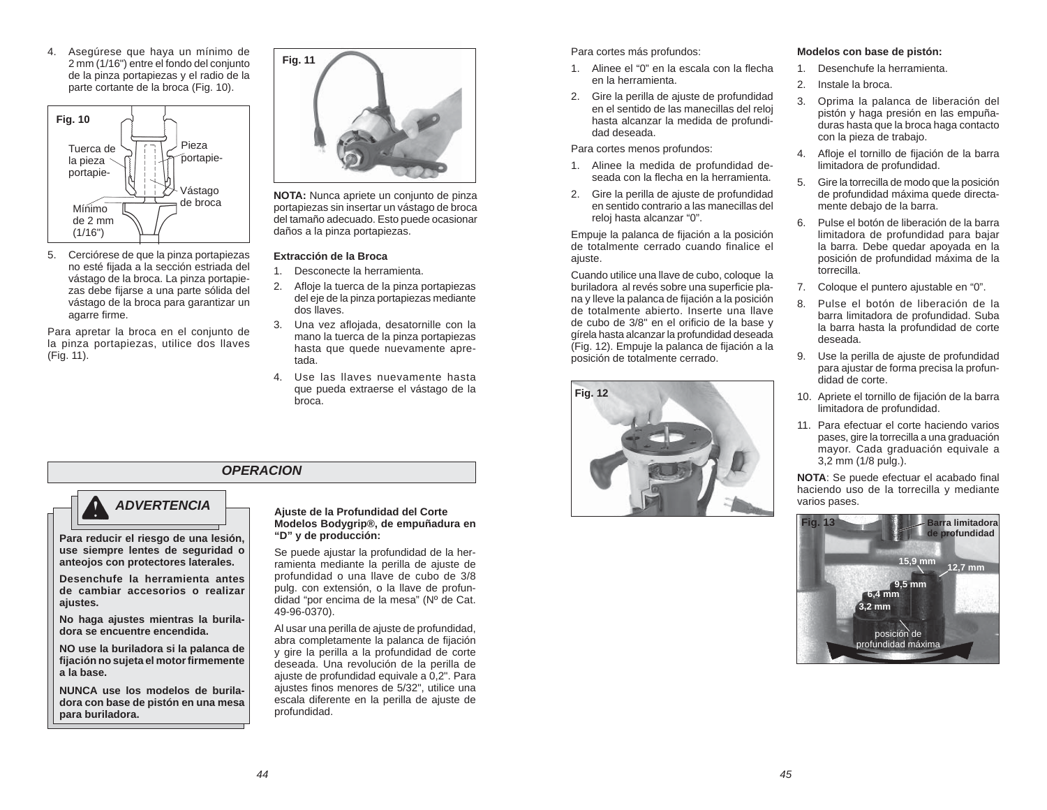4. Asegúrese que haya un mínimo de 2 mm (1/16") entre el fondo del conjunto de la pinza portapiezas y el radio de la parte cortante de la broca (Fig. 10).

Fig. 10

Tuerca de la pieza portapie-

Pieza portapie-

Vástago de broca

Mínimo de 2 mm (1/16")

5. Cerciórese de que la pinza portapiezas no esté fijada a la sección estriada del vástago de la broca. La pinza portapiezas debe fijarse a una parte sólida del vástago de la broca para garantizar un agarre firme.

Para apretar la broca en el conjunto de la pinza portapiezas, utilice dos llaves (Fig. 11).

Fig. 11

**NOTA:** Nunca apriete un conjunto de pinza portapiezas sin insertar un vástago de broca del tamaño adecuado. Esto puede ocasionar daños a la pinza portapiezas.

**Extracción de la Broca**

1. Desconecte la herramienta.
2. Afloje la tuerca de la pinza portapiezas del eje de la pinza portapiezas mediante dos llaves.
3. Una vez aflojada, desatornille con la mano la tuerca de la pinza portapiezas hasta que quede nuevamente apretada.
4. Use las llaves nuevamente hasta que pueda extraerse el vástago de la broca.

## *OPERACION*

### *ADVERTENCIA*

**Para reducir el riesgo de una lesión, use siempre lentes de seguridad o anteojos con protectores laterales.**

**Desenchufe la herramienta antes de cambiar accesorios o realizar ajustes.**

**No haga ajustes mientras la buriladora se encuentre encendida.**

**NO use la buriladora si la palanca de fijación no sujeta el motor firmemente a la base.**

**NUNCA use los modelos de buriladora con base de pistón en una mesa para buriladora.**

**Ajuste de la Profundidad del Corte Modelos Bodygrip®, de empuñadura en "D" y de producción:**

Se puede ajustar la profundidad de la herramienta mediante la perilla de ajuste de profundidad o una llave de cubo de 3/8 pulg. con extensión, o la llave de profundidad "por encima de la mesa" (Nº de Cat. 49-96-0370).

Al usar una perilla de ajuste de profundidad, abra completamente la palanca de fijación y gire la perilla a la profundidad de corte deseada. Una revolución de la perilla de ajuste de profundidad equivale a 0,2". Para ajustes finos menores de 5/32", utilice una escala diferente en la perilla de ajuste de profundidad.

Para cortes más profundos:

1. Alinee el "0" en la escala con la flecha en la herramienta.
2. Gire la perilla de ajuste de profundidad en el sentido de las manecillas del reloj hasta alcanzar la medida de profundidad deseada.

Para cortes menos profundos:

1. Alinee la medida de profundidad deseada con la flecha en la herramienta.
2. Gire la perilla de ajuste de profundidad en sentido contrario a las manecillas del reloj hasta alcanzar "0".

Empuje la palanca de fijación a la posición de totalmente cerrado cuando finalice el ajuste.

Cuando utilice una llave de cubo, coloque la buriladora al revés sobre una superficie plana y lleve la palanca de fijación a la posición de totalmente abierto. Inserte una llave de cubo de 3/8" en el orificio de la base y gírela hasta alcanzar la profundidad deseada (Fig. 12). Empuje la palanca de fijación a la posición de totalmente cerrado.

Fig. 12

**Modelos con base de pistón:**

1. Desenchufe la herramienta.
2. Instale la broca.
3. Oprima la palanca de liberación del pistón y haga presión en las empuñaduras hasta que la broca haga contacto con la pieza de trabajo.
4. Afloje el tornillo de fijación de la barra limitadora de profundidad.
5. Gire la torrecilla de modo que la posición de profundidad máxima quede directamente debajo de la barra.
6. Pulse el botón de liberación de la barra limitadora de profundidad para bajar la barra. Debe quedar apoyada en la posición de profundidad máxima de la torrecilla.
7. Coloque el puntero ajustable en "0".
8. Pulse el botón de liberación de la barra limitadora de profundidad. Suba la barra hasta la profundidad de corte deseada.
9. Use la perilla de ajuste de profundidad para ajustar de forma precisa la profundidad de corte.
10. Apriete el tornillo de fijación de la barra limitadora de profundidad.
11. Para efectuar el corte haciendo varios pases, gire la torrecilla a una graduación mayor. Cada graduación equivale a 3,2 mm (1/8 pulg.).

**NOTA**: Se puede efectuar el acabado final haciendo uso de la torrecilla y mediante varios pases.

Fig. 13

Barra limitadora de profundidad

15,9 mm

12,7 mm

9,5 mm

6,4 mm

3,2 mm

posición de profundidad máxima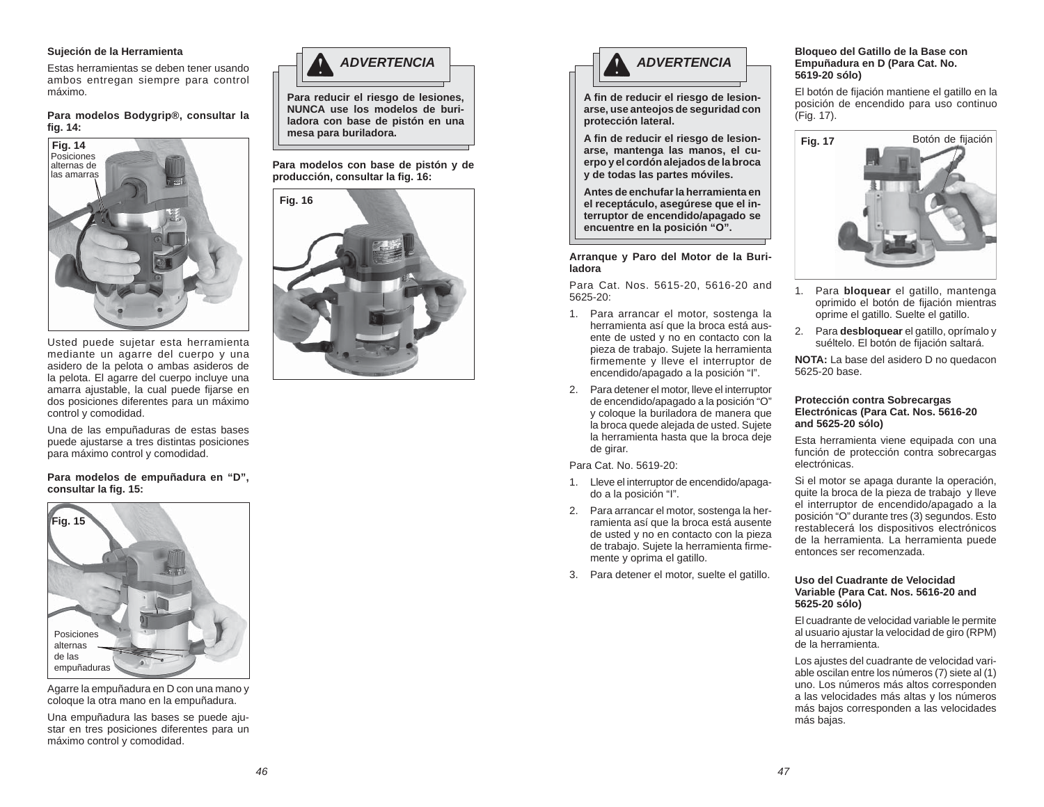**Sujeción de la Herramienta**

Estas herramientas se deben tener usando ambos entregan siempre para control máximo.

**Para modelos Bodygrip®, consultar la fig. 14:**

Fig. 14
Posiciones alternas de las amarras

Usted puede sujetar esta herramienta mediante un agarre del cuerpo y una asidero de la pelota o ambas asideros de la pelota. El agarre del cuerpo incluye una amarra ajustable, la cual puede fijarse en dos posiciones diferentes para un máximo control y comodidad.

Una de las empuñaduras de estas bases puede ajustarse a tres distintas posiciones para máximo control y comodidad.

**Para modelos de empuñadura en "D", consultar la fig. 15:**

Fig. 15
Posiciones alternas de las empuñaduras

Agarre la empuñadura en D con una mano y coloque la otra mano en la empuñadura.

Una empuñadura las bases se puede ajustar en tres posiciones diferentes para un máximo control y comodidad.

**ADVERTENCIA**

**Para reducir el riesgo de lesiones, NUNCA use los modelos de buriladora con base de pistón en una mesa para buriladora.**

**Para modelos con base de pistón y de producción, consultar la fig. 16:**

Fig. 16

**ADVERTENCIA**

**A fin de reducir el riesgo de lesionarse, use anteojos de seguridad con protección lateral.**

**A fin de reducir el riesgo de lesionarse, mantenga las manos, el cuerpo y el cordón alejados de la broca y de todas las partes móviles.**

**Antes de enchufar la herramienta en el receptáculo, asegúrese que el interruptor de encendido/apagado se encuentre en la posición "O".**

**Arranque y Paro del Motor de la Buriladora**

Para Cat. Nos. 5615-20, 5616-20 and 5625-20:

1. Para arrancar el motor, sostenga la herramienta así que la broca está ausente de usted y no en contacto con la pieza de trabajo. Sujete la herramienta firmemente y lleve el interruptor de encendido/apagado a la posición "I".
2. Para detener el motor, lleve el interruptor de encendido/apagado a la posición "O" y coloque la buriladora de manera que la broca quede alejada de usted. Sujete la herramienta hasta que la broca deje de girar.

Para Cat. No. 5619-20:

1. Lleve el interruptor de encendido/apagado a la posición "I".
2. Para arrancar el motor, sostenga la herramienta así que la broca está ausente de usted y no en contacto con la pieza de trabajo. Sujete la herramienta firmemente y oprima el gatillo.
3. Para detener el motor, suelte el gatillo.

**Bloqueo del Gatillo de la Base con Empuñadura en D (Para Cat. No. 5619-20 sólo)**

El botón de fijación mantiene el gatillo en la posición de encendido para uso continuo (Fig. 17).

Fig. 17
Botón de fijación

1. Para **bloquear** el gatillo, mantenga oprimido el botón de fijación mientras oprime el gatillo. Suelte el gatillo.
2. Para **desbloquear** el gatillo, oprímalo y suéltelo. El botón de fijación saltará.

**NOTA:** La base del asidero D no quedacon 5625-20 base.

**Protección contra Sobrecargas Electrónicas (Para Cat. Nos. 5616-20 and 5625-20 sólo)**

Esta herramienta viene equipada con una función de protección contra sobrecargas electrónicas.

Si el motor se apaga durante la operación, quite la broca de la pieza de trabajo y lleve el interruptor de encendido/apagado a la posición "O" durante tres (3) segundos. Esto restablecerá los dispositivos electrónicos de la herramienta. La herramienta puede entonces ser recomenzada.

**Uso del Cuadrante de Velocidad Variable (Para Cat. Nos. 5616-20 and 5625-20 sólo)**

El cuadrante de velocidad variable le permite al usuario ajustar la velocidad de giro (RPM) de la herramienta.

Los ajustes del cuadrante de velocidad variable oscilan entre los números (7) siete al (1) uno. Los números más altos corresponden a las velocidades más altas y los números más bajos corresponden a las velocidades más bajas.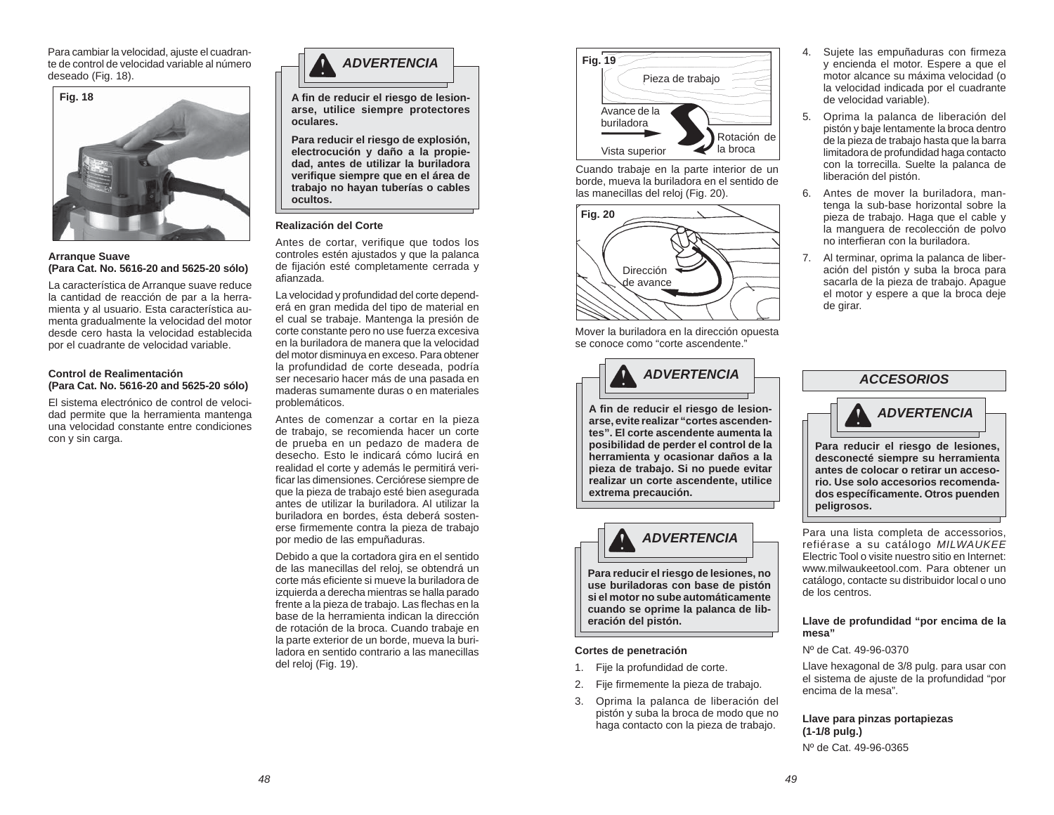Para cambiar la velocidad, ajuste el cuadrante de control de velocidad variable al número deseado (Fig. 18).

Fig. 18

**Arranque Suave**
**(Para Cat. No. 5616-20 and 5625-20 sólo)**

La característica de Arranque suave reduce la cantidad de reacción de par a la herramienta y al usuario. Esta característica aumenta gradualmente la velocidad del motor desde cero hasta la velocidad establecida por el cuadrante de velocidad variable.

**Control de Realimentación**
**(Para Cat. No. 5616-20 and 5625-20 sólo)**

El sistema electrónico de control de velocidad permite que la herramienta mantenga una velocidad constante entre condiciones con y sin carga.

***ADVERTENCIA***

**A fin de reducir el riesgo de lesionarse, utilice siempre protectores oculares.**

**Para reducir el riesgo de explosión, electrocución y daño a la propiedad, antes de utilizar la buriladora verifique siempre que en el área de trabajo no hayan tuberías o cables ocultos.**

**Realización del Corte**

Antes de cortar, verifique que todos los controles estén ajustados y que la palanca de fijación esté completamente cerrada y afianzada.

La velocidad y profundidad del corte dependerá en gran medida del tipo de material en el cual se trabaje. Mantenga la presión de corte constante pero no use fuerza excesiva en la buriladora de manera que la velocidad del motor disminuya en exceso. Para obtener la profundidad de corte deseada, podría ser necesario hacer más de una pasada en maderas sumamente duras o en materiales problemáticos.

Antes de comenzar a cortar en la pieza de trabajo, se recomienda hacer un corte de prueba en un pedazo de madera de desecho. Esto le indicará cómo lucirá en realidad el corte y además le permitirá verificar las dimensiones. Cerciórese siempre de que la pieza de trabajo esté bien asegurada antes de utilizar la buriladora. Al utilizar la buriladora en bordes, ésta deberá sostenerse firmemente contra la pieza de trabajo por medio de las empuñaduras.

Debido a que la cortadora gira en el sentido de las manecillas del reloj, se obtendrá un corte más eficiente si mueve la buriladora de izquierda a derecha mientras se halla parado frente a la pieza de trabajo. Las flechas en la base de la herramienta indican la dirección de rotación de la broca. Cuando trabaje en la parte exterior de un borde, mueva la buriladora en sentido contrario a las manecillas del reloj (Fig. 19).

Fig. 19

Pieza de trabajo

Avance de la buriladora

Rotación de la broca

Vista superior

Cuando trabaje en la parte interior de un borde, mueva la buriladora en el sentido de las manecillas del reloj (Fig. 20).

Fig. 20

Dirección de avance

Mover la buriladora en la dirección opuesta se conoce como "corte ascendente."

***ADVERTENCIA***

**A fin de reducir el riesgo de lesionarse, evite realizar "cortes ascendentes". El corte ascendente aumenta la posibilidad de perder el control de la herramienta y ocasionar daños a la pieza de trabajo. Si no puede evitar realizar un corte ascendente, utilice extrema precaución.**

***ADVERTENCIA***

**Para reducir el riesgo de lesiones, no use buriladoras con base de pistón si el motor no sube automáticamente cuando se oprime la palanca de liberación del pistón.**

**Cortes de penetración**

1. Fije la profundidad de corte.
2. Fije firmemente la pieza de trabajo.
3. Oprima la palanca de liberación del pistón y suba la broca de modo que no haga contacto con la pieza de trabajo.
4. Sujete las empuñaduras con firmeza y encienda el motor. Espere a que el motor alcance su máxima velocidad (o la velocidad indicada por el cuadrante de velocidad variable).
5. Oprima la palanca de liberación del pistón y baje lentamente la broca dentro de la pieza de trabajo hasta que la barra limitadora de profundidad haga contacto con la torrecilla. Suelte la palanca de liberación del pistón.
6. Antes de mover la buriladora, mantenga la sub-base horizontal sobre la pieza de trabajo. Haga que el cable y la manguera de recolección de polvo no interfieran con la buriladora.
7. Al terminar, oprima la palanca de liberación del pistón y suba la broca para sacarla de la pieza de trabajo. Apague el motor y espere a que la broca deje de girar.

## *ACCESORIOS*

***ADVERTENCIA***

**Para reducir el riesgo de lesiones, desconecté siempre su herramienta antes de colocar o retirar un accesorio. Use solo accesorios recomendados específicamente. Otros puenden peligrosos.**

Para una lista completa de accessorios, refiérase a su catálogo *MILWAUKEE* Electric Tool o visite nuestro sitio en Internet: www.milwaukeetool.com. Para obtener un catálogo, contacte su distribuidor local o uno de los centros.

**Llave de profundidad "por encima de la mesa"**

Nº de Cat. 49-96-0370

Llave hexagonal de 3/8 pulg. para usar con el sistema de ajuste de la profundidad "por encima de la mesa".

**Llave para pinzas portapiezas**
**(1-1/8 pulg.)**

Nº de Cat. 49-96-0365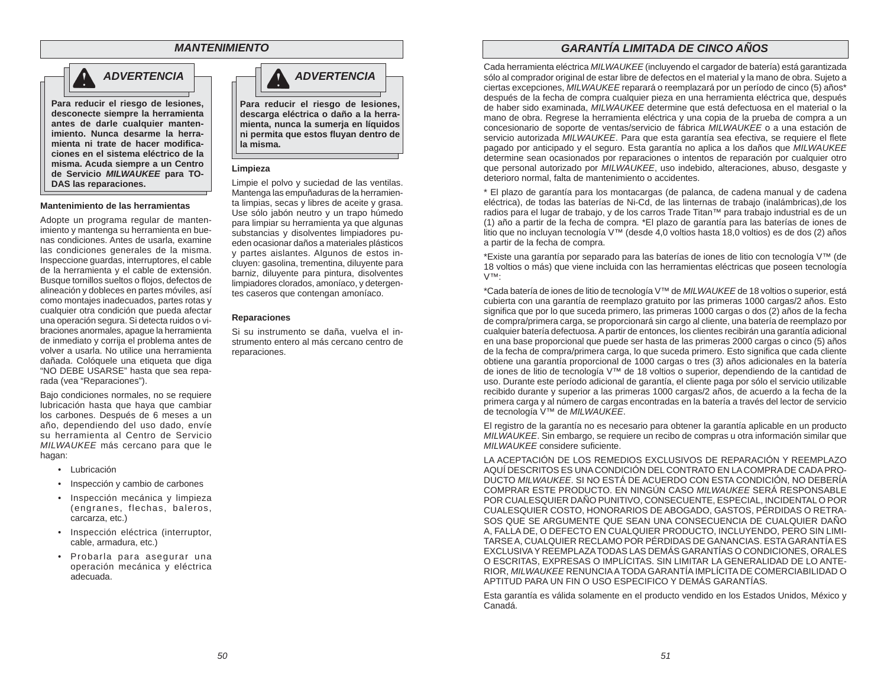## *MANTENIMIENTO*

**⚠ ADVERTENCIA**

**Para reducir el riesgo de lesiones, desconecte siempre la herramienta antes de darle cualquier mantenimiento. Nunca desarme la herramienta ni trate de hacer modificaciones en el sistema eléctrico de la misma. Acuda siempre a un Centro de Servicio *MILWAUKEE* para TODAS las reparaciones.**

### Mantenimiento de las herramientas

Adopte un programa regular de mantenimiento y mantenga su herramienta en buenas condiciones. Antes de usarla, examine las condiciones generales de la misma. Inspeccione guardas, interruptores, el cable de la herramienta y el cable de extensión. Busque tornillos sueltos o flojos, defectos de alineación y dobleces en partes móviles, así como montajes inadecuados, partes rotas y cualquier otra condición que pueda afectar una operación segura. Si detecta ruidos o vibraciones anormales, apague la herramienta de inmediato y corrija el problema antes de volver a usarla. No utilice una herramienta dañada. Colóquele una etiqueta que diga "NO DEBE USARSE" hasta que sea reparada (vea "Reparaciones").

Bajo condiciones normales, no se requiere lubricación hasta que haya que cambiar los carbones. Después de 6 meses a un año, dependiendo del uso dado, envíe su herramienta al Centro de Servicio *MILWAUKEE* más cercano para que le hagan:

- Lubricación
- Inspección y cambio de carbones
- Inspección mecánica y limpieza (engranes, flechas, baleros, carcarza, etc.)
- Inspección eléctrica (interruptor, cable, armadura, etc.)
- Probarla para asegurar una operación mecánica y eléctrica adecuada.

**⚠ ADVERTENCIA**

**Para reducir el riesgo de lesiones, descarga eléctrica o daño a la herramienta, nunca la sumerja en líquidos ni permita que estos fluyan dentro de la misma.**

### Limpieza

Limpie el polvo y suciedad de las ventilas. Mantenga las empuñaduras de la herramienta limpias, secas y libres de aceite y grasa. Use sólo jabón neutro y un trapo húmedo para limpiar su herramienta ya que algunas substancias y disolventes limpiadores pueden ocasionar daños a materiales plásticos y partes aislantes. Algunos de estos incluyen: gasolina, trementina, diluyente para barniz, diluyente para pintura, disolventes limpiadores clorados, amoníaco, y detergentes caseros que contengan amoníaco.

### Reparaciones

Si su instrumento se daña, vuelva el instrumento entero al más cercano centro de reparaciones.

## *GARANTÍA LIMITADA DE CINCO AÑOS*

Cada herramienta eléctrica *MILWAUKEE* (incluyendo el cargador de batería) está garantizada sólo al comprador original de estar libre de defectos en el material y la mano de obra. Sujeto a ciertas excepciones, *MILWAUKEE* reparará o reemplazará por un período de cinco (5) años* después de la fecha de compra cualquier pieza en una herramienta eléctrica que, después de haber sido examinada, *MILWAUKEE* determine que está defectuosa en el material o la mano de obra. Regrese la herramienta eléctrica y una copia de la prueba de compra a un concesionario de soporte de ventas/servicio de fábrica *MILWAUKEE* o a una estación de servicio autorizada *MILWAUKEE*. Para que esta garantía sea efectiva, se requiere el flete pagado por anticipado y el seguro. Esta garantía no aplica a los daños que *MILWAUKEE* determine sean ocasionados por reparaciones o intentos de reparación por cualquier otro que personal autorizado por *MILWAUKEE*, uso indebido, alteraciones, abuso, desgaste y deterioro normal, falta de mantenimiento o accidentes.

* El plazo de garantía para los montacargas (de palanca, de cadena manual y de cadena eléctrica), de todas las baterías de Ni-Cd, de las linternas de trabajo (inalámbricas),de los radios para el lugar de trabajo, y de los carros Trade Titan™ para trabajo industrial es de un (1) año a partir de la fecha de compra. *El plazo de garantía para las baterías de iones de litio que no incluyan tecnología V™ (desde 4,0 voltios hasta 18,0 voltios) es de dos (2) años a partir de la fecha de compra.

*Existe una garantía por separado para las baterías de iones de litio con tecnología V™ (de 18 voltios o más) que viene incluida con las herramientas eléctricas que poseen tecnología V™:

*Cada batería de iones de litio de tecnología V™ de *MILWAUKEE* de 18 voltios o superior, está cubierta con una garantía de reemplazo gratuito por las primeras 1000 cargas/2 años. Esto significa que por lo que suceda primero, las primeras 1000 cargas o dos (2) años de la fecha de compra/primera carga, se proporcionará sin cargo al cliente, una batería de reemplazo por cualquier batería defectuosa. A partir de entonces, los clientes recibirán una garantía adicional en una base proporcional que puede ser hasta de las primeras 2000 cargas o cinco (5) años de la fecha de compra/primera carga, lo que suceda primero. Esto significa que cada cliente obtiene una garantía proporcional de 1000 cargas o tres (3) años adicionales en la batería de iones de litio de tecnología V™ de 18 voltios o superior, dependiendo de la cantidad de uso. Durante este período adicional de garantía, el cliente paga por sólo el servicio utilizable recibido durante y superior a las primeras 1000 cargas/2 años, de acuerdo a la fecha de la primera carga y al número de cargas encontradas en la batería a través del lector de servicio de tecnología V™ de *MILWAUKEE*.

El registro de la garantía no es necesario para obtener la garantía aplicable en un producto *MILWAUKEE*. Sin embargo, se requiere un recibo de compras u otra información similar que *MILWAUKEE* considere suficiente.

LA ACEPTACIÓN DE LOS REMEDIOS EXCLUSIVOS DE REPARACIÓN Y REEMPLAZO AQUÍ DESCRITOS ES UNA CONDICIÓN DEL CONTRATO EN LA COMPRA DE CADA PRODUCTO *MILWAUKEE*. SI NO ESTÁ DE ACUERDO CON ESTA CONDICIÓN, NO DEBERÍA COMPRAR ESTE PRODUCTO. EN NINGÚN CASO *MILWAUKEE* SERÁ RESPONSABLE POR CUALESQUIER DAÑO PUNITIVO, CONSECUENTE, ESPECIAL, INCIDENTAL O POR CUALESQUIER COSTO, HONORARIOS DE ABOGADO, GASTOS, PÉRDIDAS O RETRASOS QUE SE ARGUMENTE QUE SEAN UNA CONSECUENCIA DE CUALQUIER DAÑO A, FALLA DE, O DEFECTO EN CUALQUIER PRODUCTO, INCLUYENDO, PERO SIN LIMITARSE A, CUALQUIER RECLAMO POR PÉRDIDAS DE GANANCIAS. ESTA GARANTÍA ES EXCLUSIVA Y REEMPLAZA TODAS LAS DEMÁS GARANTÍAS O CONDICIONES, ORALES O ESCRITAS, EXPRESAS O IMPLÍCITAS. SIN LIMITAR LA GENERALIDAD DE LO ANTERIOR, *MILWAUKEE* RENUNCIA A TODA GARANTÍA IMPLÍCITA DE COMERCIABILIDAD O APTITUD PARA UN FIN O USO ESPECIFICO Y DEMÁS GARANTÍAS.

Esta garantía es válida solamente en el producto vendido en los Estados Unidos, México y Canadá.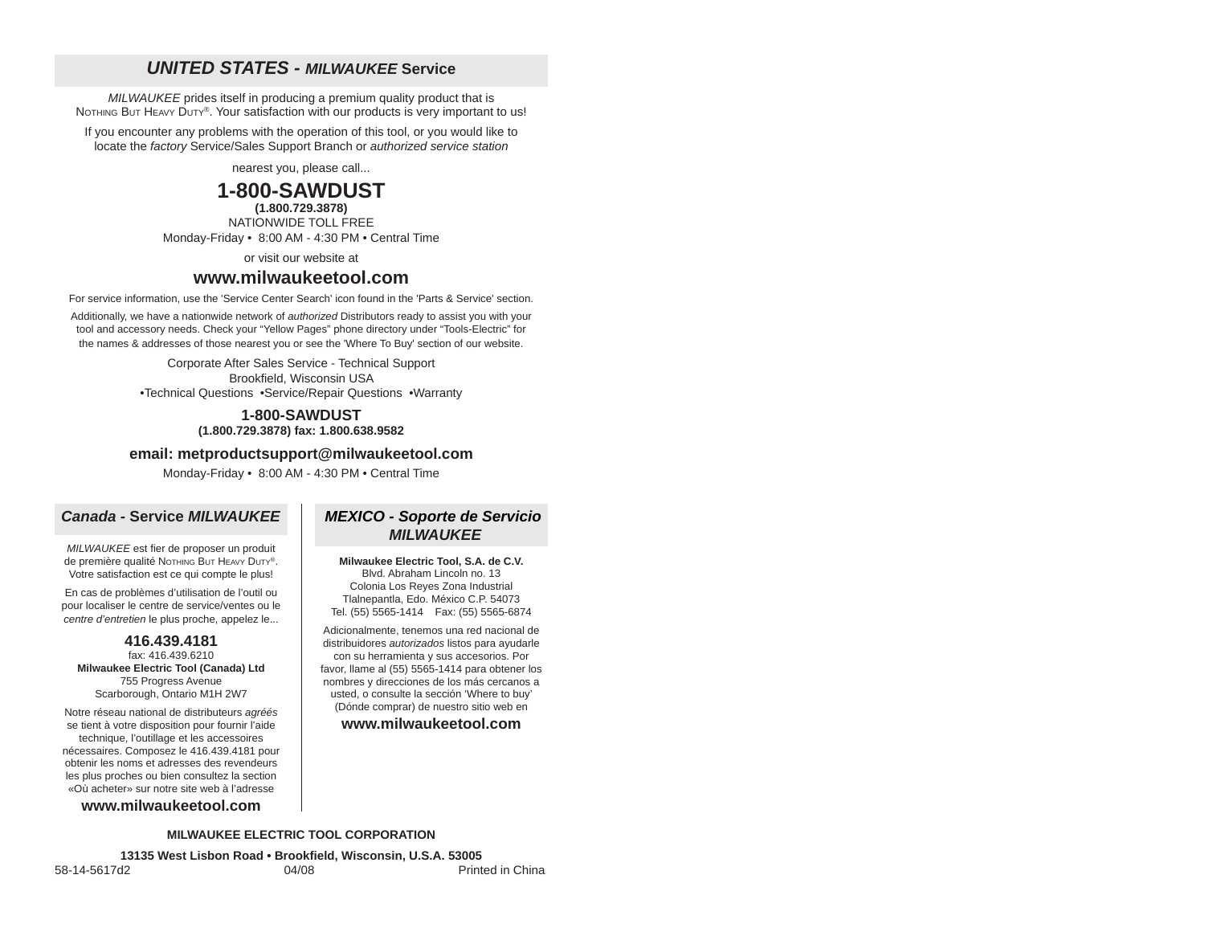## *UNITED STATES - MILWAUKEE* Service

*MILWAUKEE* prides itself in producing a premium quality product that is NOTHING BUT HEAVY DUTY®. Your satisfaction with our products is very important to us!

If you encounter any problems with the operation of this tool, or you would like to locate the *factory* Service/Sales Support Branch or *authorized service station*

nearest you, please call...

**1-800-SAWDUST**
**(1.800.729.3878)**
NATIONWIDE TOLL FREE
Monday-Friday • 8:00 AM - 4:30 PM • Central Time

or visit our website at

**www.milwaukeetool.com**

For service information, use the 'Service Center Search' icon found in the 'Parts & Service' section.

Additionally, we have a nationwide network of *authorized* Distributors ready to assist you with your tool and accessory needs. Check your "Yellow Pages" phone directory under "Tools-Electric" for the names & addresses of those nearest you or see the 'Where To Buy' section of our website.

Corporate After Sales Service - Technical Support
Brookfield, Wisconsin USA
•Technical Questions •Service/Repair Questions •Warranty

**1-800-SAWDUST**
**(1.800.729.3878) fax: 1.800.638.9582**

**email: metproductsupport@milwaukeetool.com**

Monday-Friday • 8:00 AM - 4:30 PM • Central Time

## *Canada* - Service *MILWAUKEE*

*MILWAUKEE* est fier de proposer un produit de première qualité NOTHING BUT HEAVY DUTY®. Votre satisfaction est ce qui compte le plus!

En cas de problèmes d'utilisation de l'outil ou pour localiser le centre de service/ventes ou le *centre d'entretien* le plus proche, appelez le...

**416.439.4181**
fax: 416.439.6210
**Milwaukee Electric Tool (Canada) Ltd**
755 Progress Avenue
Scarborough, Ontario M1H 2W7

Notre réseau national de distributeurs *agréés* se tient à votre disposition pour fournir l'aide technique, l'outillage et les accessoires nécessaires. Composez le 416.439.4181 pour obtenir les noms et adresses des revendeurs les plus proches ou bien consultez la section «Où acheter» sur notre site web à l'adresse

**www.milwaukeetool.com**

## *MEXICO - Soporte de Servicio MILWAUKEE*

**Milwaukee Electric Tool, S.A. de C.V.**
Blvd. Abraham Lincoln no. 13
Colonia Los Reyes Zona Industrial
Tlalnepantla, Edo. México C.P. 54073
Tel. (55) 5565-1414 Fax: (55) 5565-6874

Adicionalmente, tenemos una red nacional de distribuidores *autorizados* listos para ayudarle con su herramienta y sus accesorios. Por favor, llame al (55) 5565-1414 para obtener los nombres y direcciones de los más cercanos a usted, o consulte la sección 'Where to buy' (Dónde comprar) de nuestro sitio web en

**www.milwaukeetool.com**

**MILWAUKEE ELECTRIC TOOL CORPORATION**

**13135 West Lisbon Road • Brookfield, Wisconsin, U.S.A. 53005**

58-14-5617d2 04/08 Printed in China